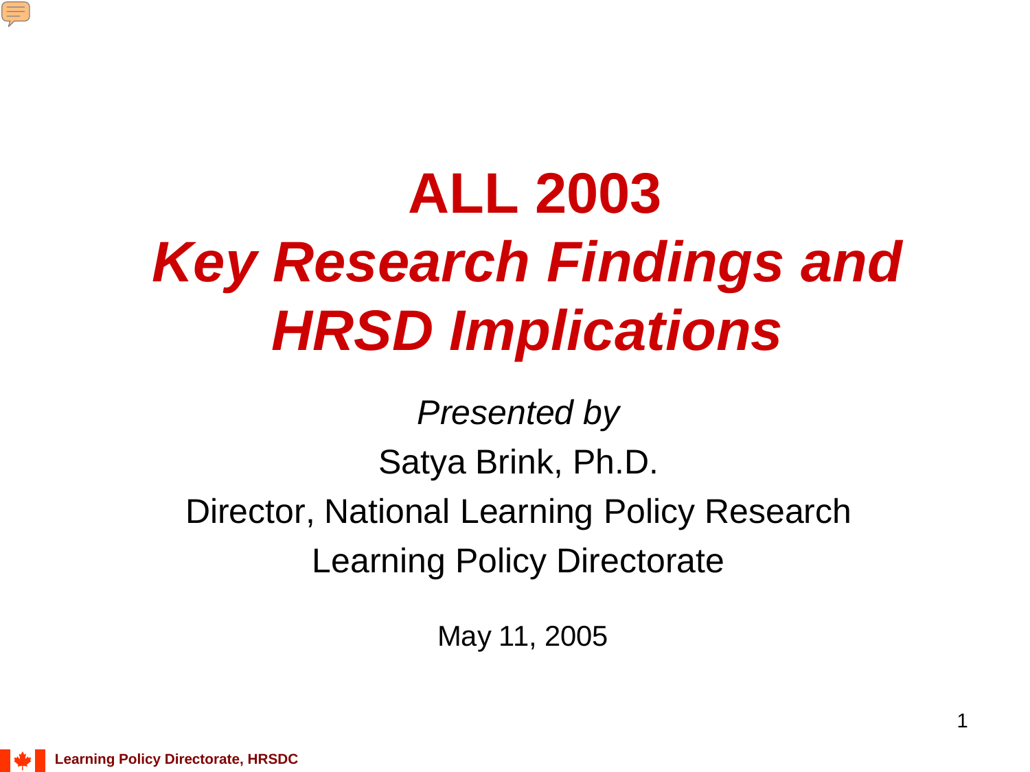# ALL 2003
# *Key Research Findings and HRSD Implications*

*Presented by*

Satya Brink, Ph.D.

Director, National Learning Policy Research

Learning Policy Directorate

May 11, 2005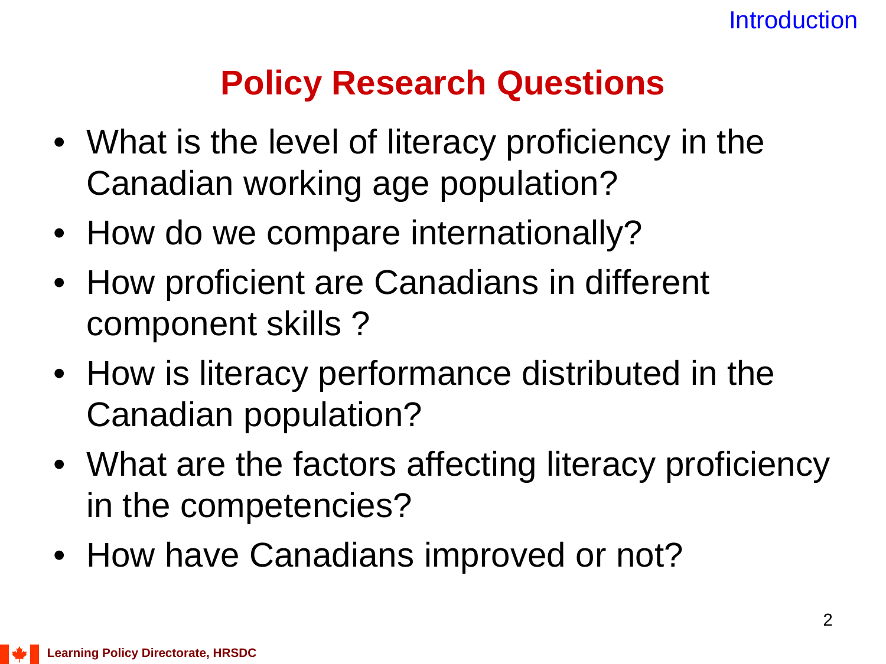## Policy Research Questions

- What is the level of literacy proficiency in the Canadian working age population?
- How do we compare internationally?
- How proficient are Canadians in different component skills ?
- How is literacy performance distributed in the Canadian population?
- What are the factors affecting literacy proficiency in the competencies?
- How have Canadians improved or not?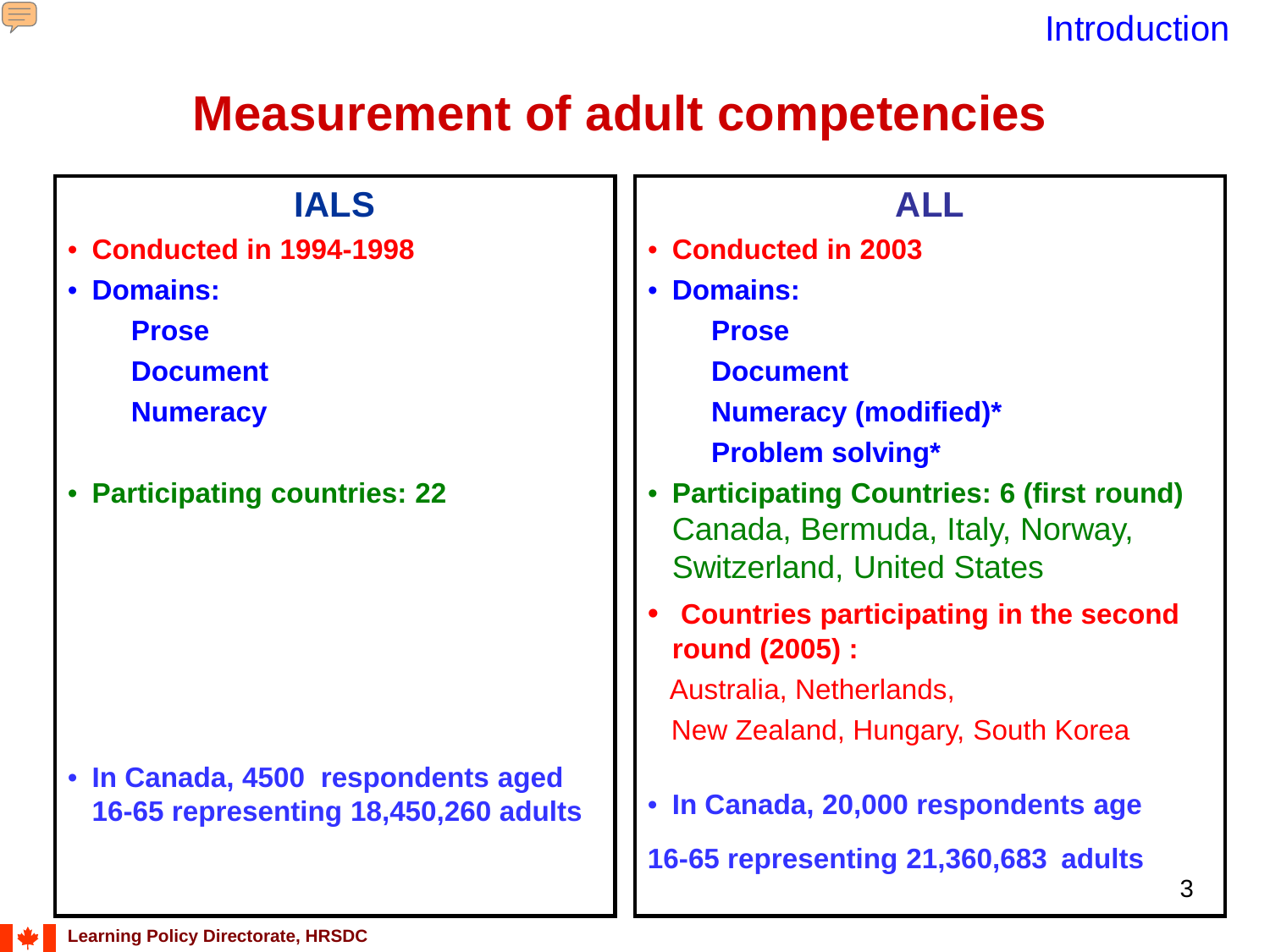# Measurement of adult competencies

## IALS

- **Conducted in 1994-1998**
- **Domains:**
  - **Prose**
  - **Document**
  - **Numeracy**
- **Participating countries: 22**
- **In Canada, 4500 respondents aged 16-65 representing 18,450,260 adults**

## ALL

- **Conducted in 2003**
- **Domains:**
  - **Prose**
  - **Document**
  - **Numeracy (modified)***
  - **Problem solving***
- **Participating Countries: 6 (first round)** Canada, Bermuda, Italy, Norway, Switzerland, United States
- **Countries participating in the second round (2005) :** Australia, Netherlands, New Zealand, Hungary, South Korea
- **In Canada, 20,000 respondents age 16-65 representing 21,360,683 adults**

Learning Policy Directorate, HRSDC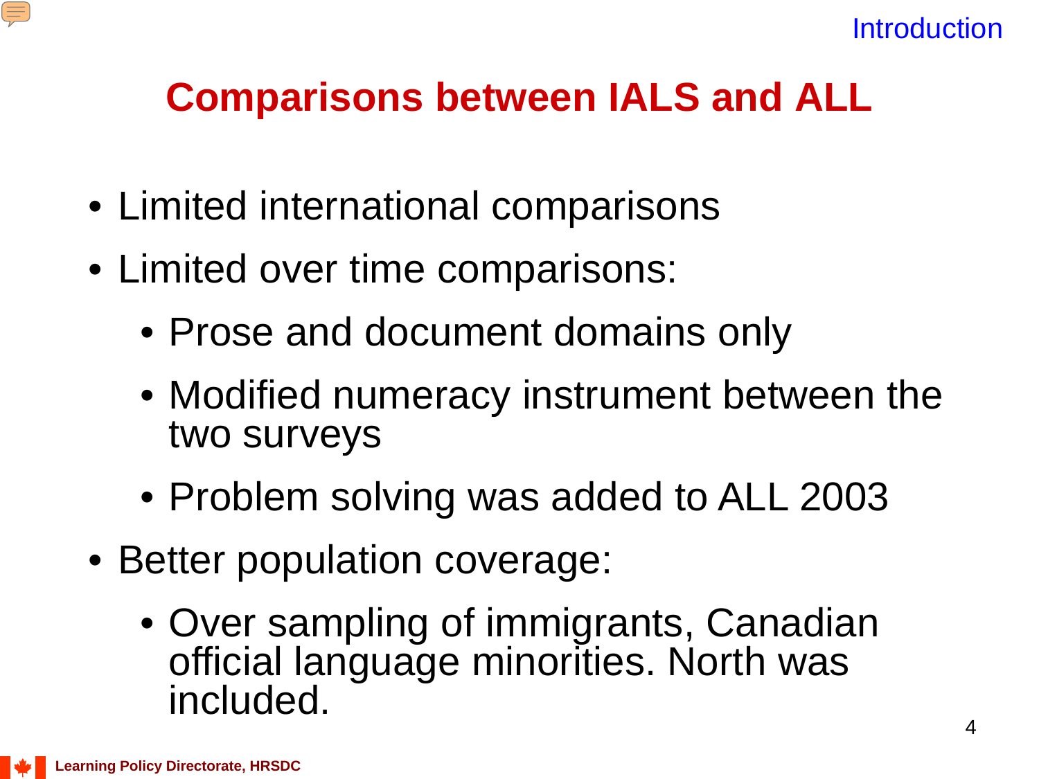## Comparisons between IALS and ALL

- Limited international comparisons
- Limited over time comparisons:
  - Prose and document domains only
  - Modified numeracy instrument between the two surveys
  - Problem solving was added to ALL 2003
- Better population coverage:
  - Over sampling of immigrants, Canadian official language minorities. North was included.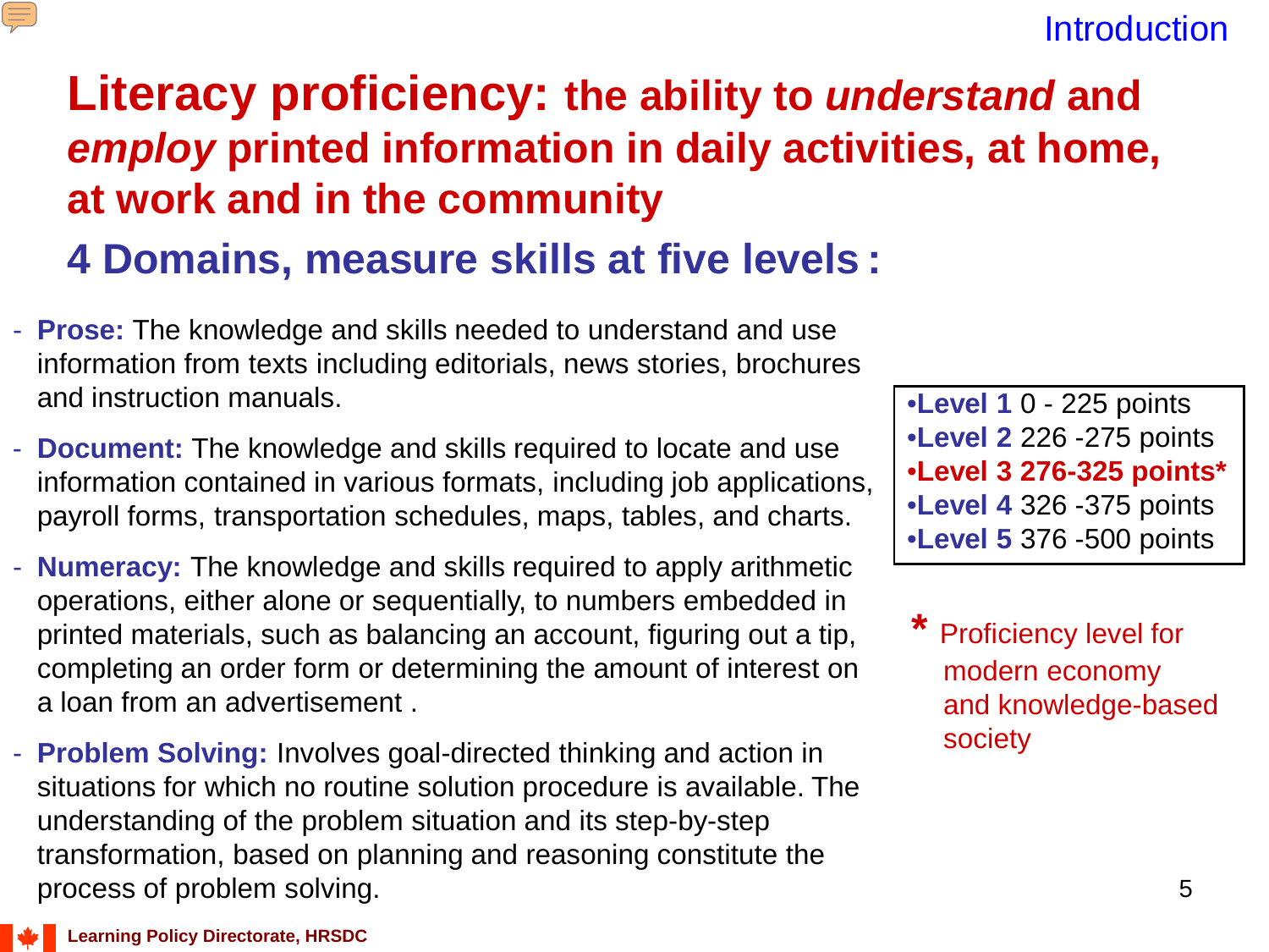# Literacy proficiency: the ability to *understand* and *employ* printed information in daily activities, at home, at work and in the community

## 4 Domains, measure skills at five levels :

- **Prose:** The knowledge and skills needed to understand and use information from texts including editorials, news stories, brochures and instruction manuals.
- **Document:** The knowledge and skills required to locate and use information contained in various formats, including job applications, payroll forms, transportation schedules, maps, tables, and charts.
- **Numeracy:** The knowledge and skills required to apply arithmetic operations, either alone or sequentially, to numbers embedded in printed materials, such as balancing an account, figuring out a tip, completing an order form or determining the amount of interest on a loan from an advertisement .
- **Problem Solving:** Involves goal-directed thinking and action in situations for which no routine solution procedure is available. The understanding of the problem situation and its step-by-step transformation, based on planning and reasoning constitute the process of problem solving.

- **Level 1** 0 - 225 points
- **Level 2** 226 -275 points
- **Level 3 276-325 points***
- **Level 4** 326 -375 points
- **Level 5** 376 -500 points

\* Proficiency level for modern economy and knowledge-based society

Learning Policy Directorate, HRSDC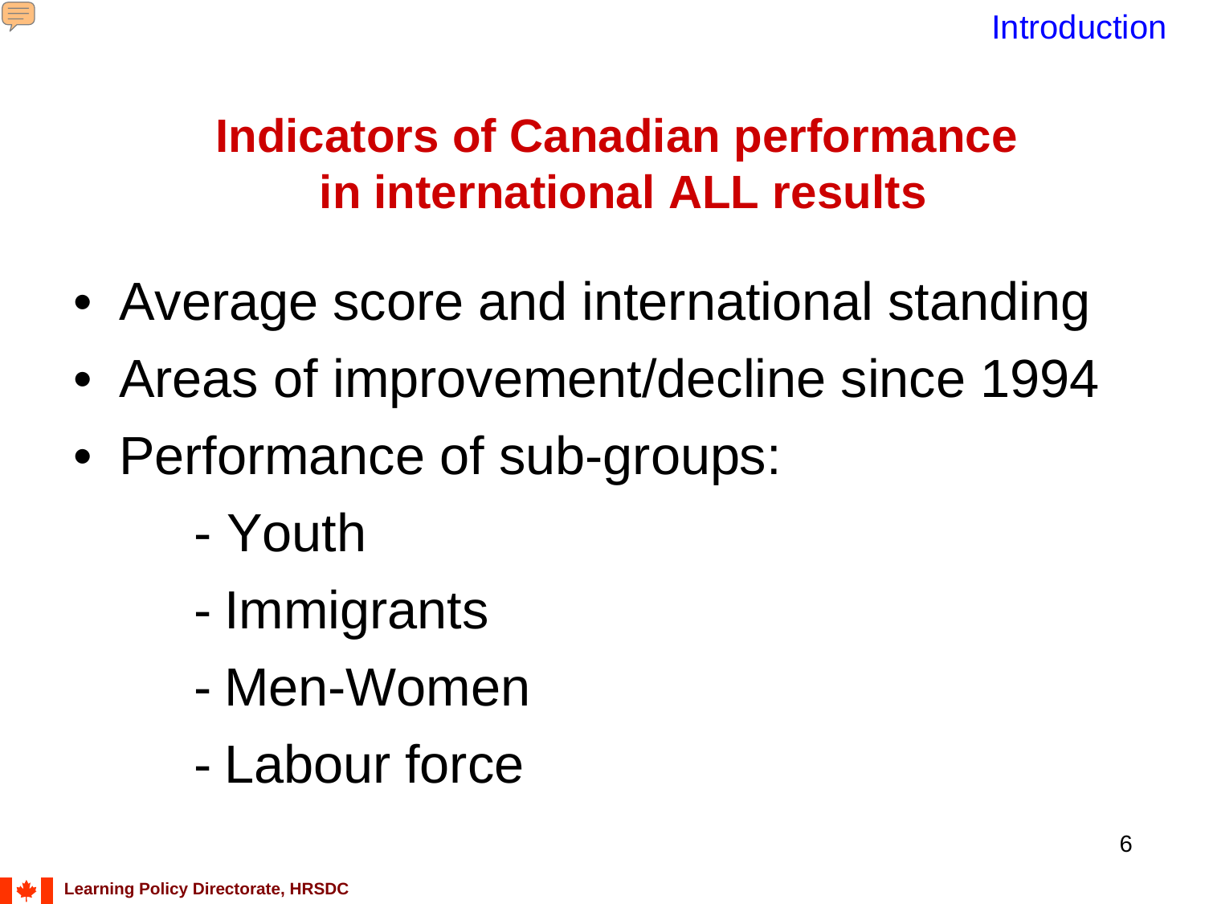# Indicators of Canadian performance in international ALL results

- Average score and international standing
- Areas of improvement/decline since 1994
- Performance of sub-groups:
  - Youth
  - Immigrants
  - Men-Women
  - Labour force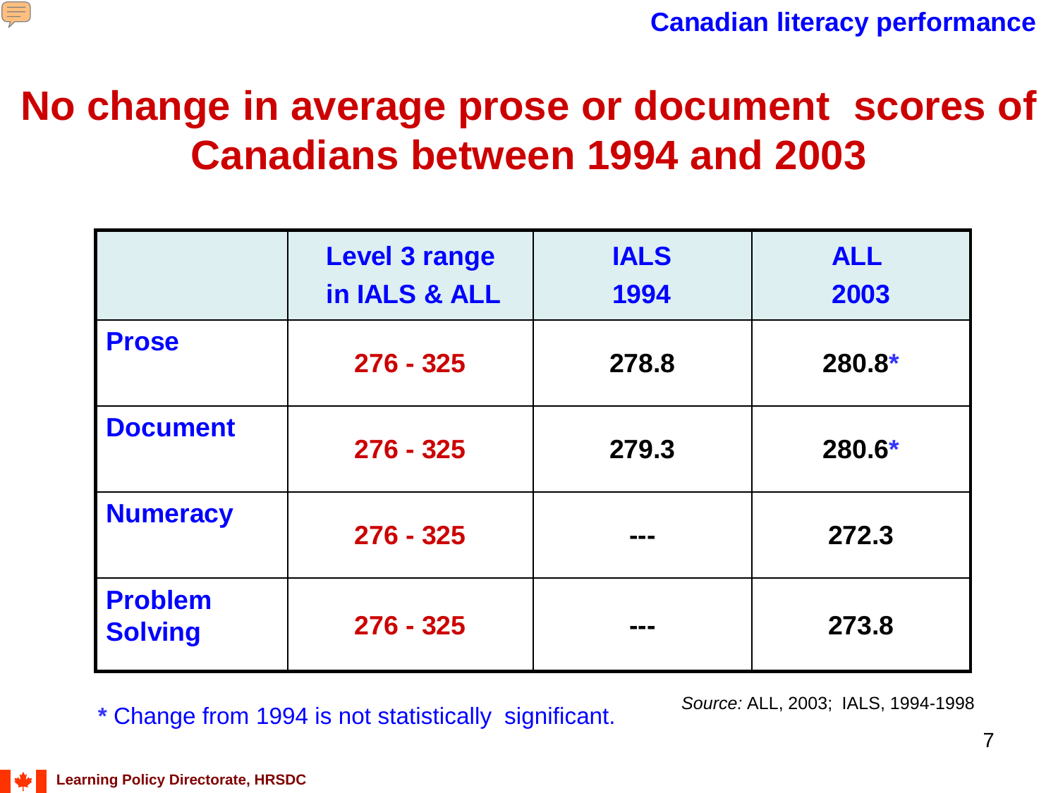# No change in average prose or document scores of Canadians between 1994 and 2003

| | Level 3 range in IALS & ALL | IALS 1994 | ALL 2003 |
|---|---|---|---|
| **Prose** | 276 - 325 | 278.8 | 280.8* |
| **Document** | 276 - 325 | 279.3 | 280.6* |
| **Numeracy** | 276 - 325 | --- | 272.3 |
| **Problem Solving** | 276 - 325 | --- | 273.8 |

* Change from 1994 is not statistically significant.

*Source:* ALL, 2003; IALS, 1994-1998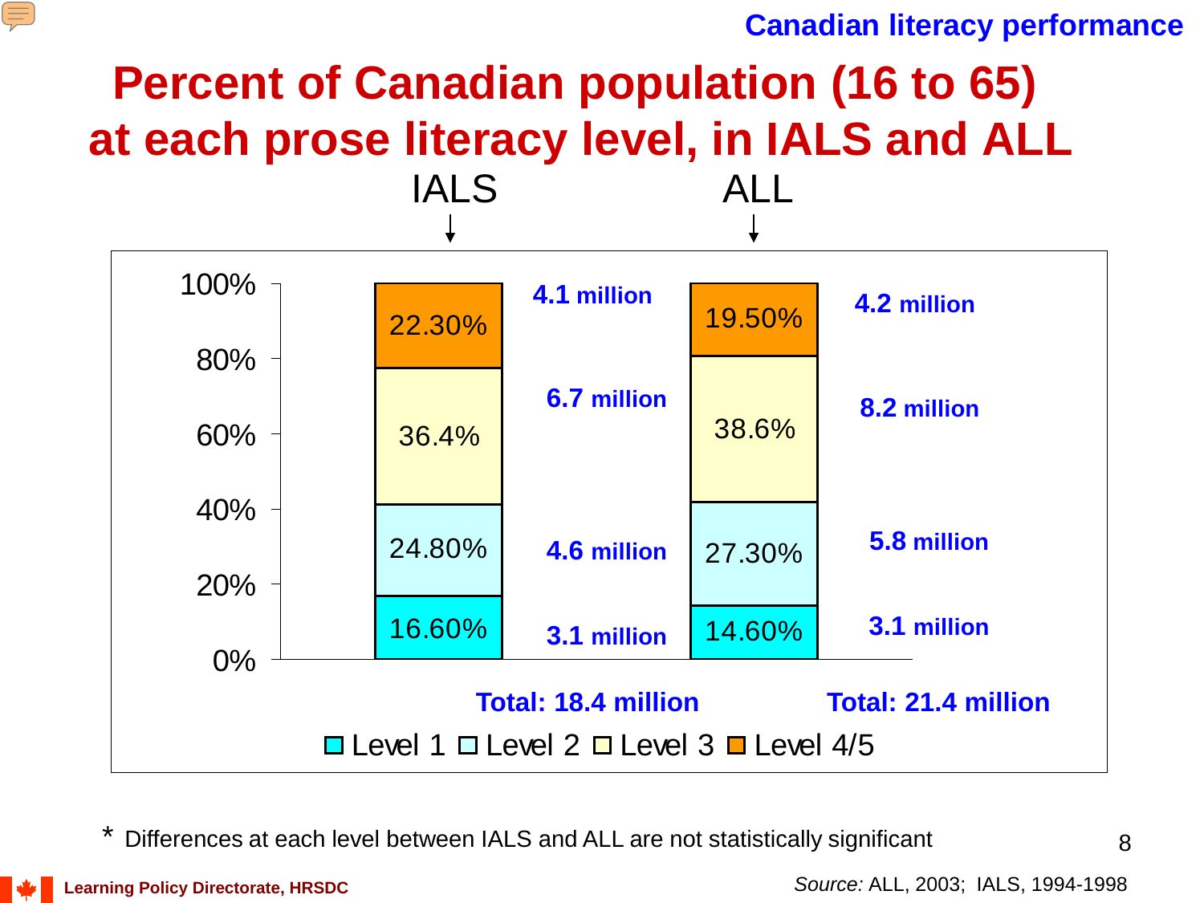Canadian literacy performance

# Percent of Canadian population (16 to 65) at each prose literacy level, in IALS and ALL

| Level | IALS (%) | IALS (number) | ALL (%) | ALL (number) |
|---|---|---|---|---|
| Level 4/5 | 22.30% | 4.1 million | 19.50% | 4.2 million |
| Level 3 | 36.4% | 6.7 million | 38.6% | 8.2 million |
| Level 2 | 24.80% | 4.6 million | 27.30% | 5.8 million |
| Level 1 | 16.60% | 3.1 million | 14.60% | 3.1 million |
| Total | | 18.4 million | | 21.4 million |

\* Differences at each level between IALS and ALL are not statistically significant

Learning Policy Directorate, HRSDC

*Source:* ALL, 2003; IALS, 1994-1998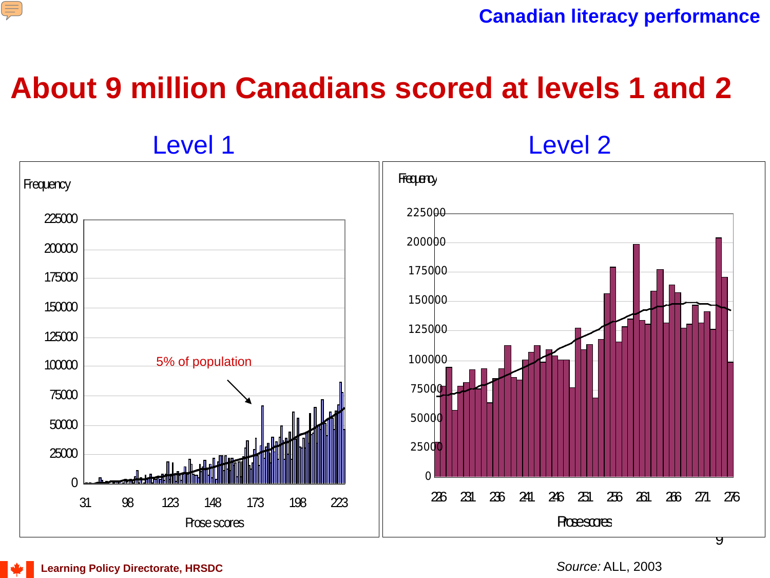Canadian literacy performance

# About 9 million Canadians scored at levels 1 and 2

## Level 1

Frequency

225000
200000
175000
150000
125000
100000
75000
50000
25000
0

5% of population

31 98 123 148 173 198 223

Prose scores

## Level 2

Frequency

225000
200000
175000
150000
125000
100000
75000
50000
25000
0

226 231 236 241 246 251 256 261 266 271 276

Prose scores

*Source:* ALL, 2003

Learning Policy Directorate, HRSDC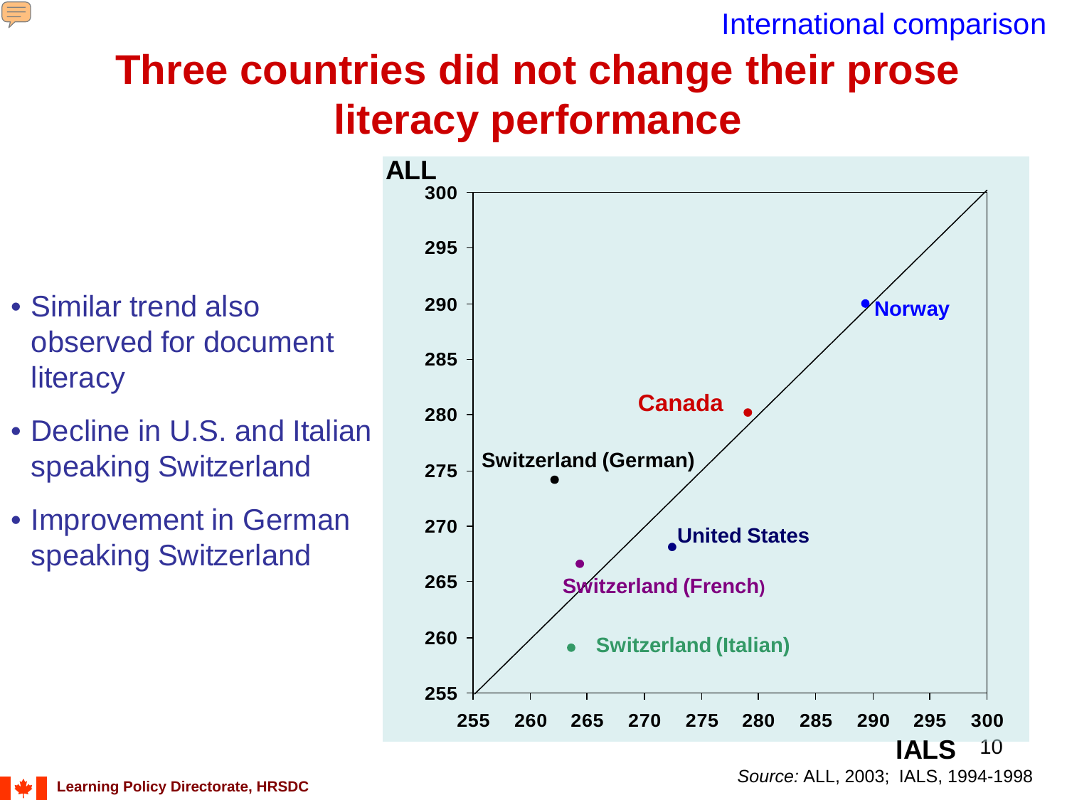International comparison

# Three countries did not change their prose literacy performance

- Similar trend also observed for document literacy
- Decline in U.S. and Italian speaking Switzerland
- Improvement in German speaking Switzerland

ALL

300
295
290
285
280
275
270
265
260
255

255 260 265 270 275 280 285 290 295 300

IALS

Norway

Canada

Switzerland (German)

United States

Switzerland (French)

Switzerland (Italian)

*Source:* ALL, 2003; IALS, 1994-1998

Learning Policy Directorate, HRSDC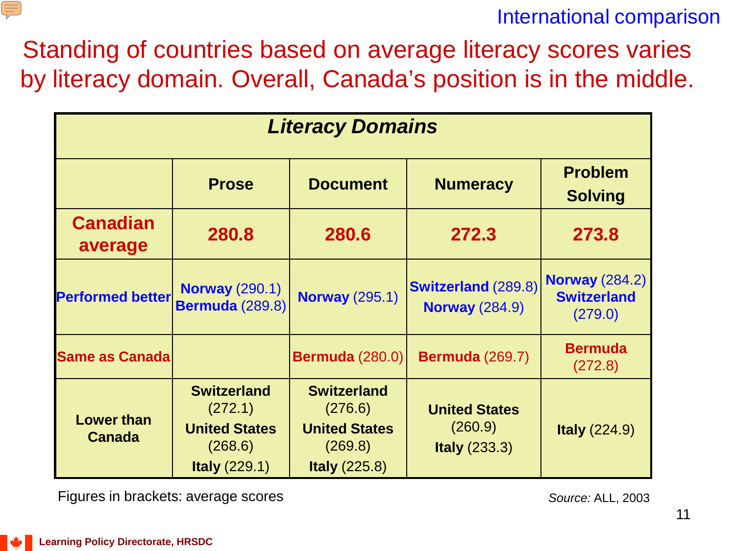International comparison

# Standing of countries based on average literacy scores varies by literacy domain. Overall, Canada's position is in the middle.

| *Literacy Domains* | | | | |
|---|---|---|---|---|
| | **Prose** | **Document** | **Numeracy** | **Problem Solving** |
| **Canadian average** | **280.8** | **280.6** | **272.3** | **273.8** |
| **Performed better** | **Norway** (290.1) **Bermuda** (289.8) | **Norway** (295.1) | **Switzerland** (289.8) **Norway** (284.9) | **Norway** (284.2) **Switzerland** (279.0) |
| **Same as Canada** | | **Bermuda** (280.0) | **Bermuda** (269.7) | **Bermuda** (272.8) |
| **Lower than Canada** | **Switzerland** (272.1) **United States** (268.6) **Italy** (229.1) | **Switzerland** (276.6) **United States** (269.8) **Italy** (225.8) | **United States** (260.9) **Italy** (233.3) | **Italy** (224.9) |

Figures in brackets: average scores

*Source:* ALL, 2003

Learning Policy Directorate, HRSDC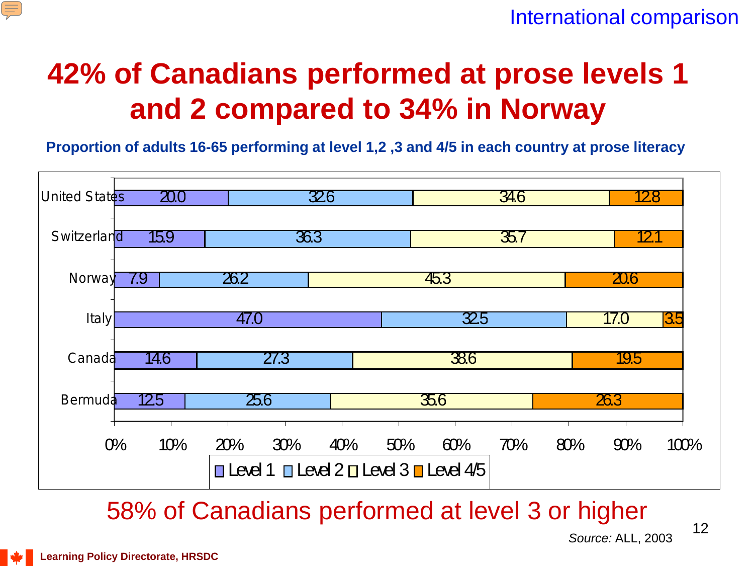International comparison

# 42% of Canadians performed at prose levels 1 and 2 compared to 34% in Norway

**Proportion of adults 16-65 performing at level 1,2 ,3 and 4/5 in each country at prose literacy**

| Country | Level 1 | Level 2 | Level 3 | Level 4/5 |
|---|---|---|---|---|
| United States | 20.0 | 32.6 | 34.6 | 12.8 |
| Switzerland | 15.9 | 36.3 | 35.7 | 12.1 |
| Norway | 7.9 | 26.2 | 45.3 | 20.6 |
| Italy | 47.0 | 32.5 | 17.0 | 3.5 |
| Canada | 14.6 | 27.3 | 38.6 | 19.5 |
| Bermuda | 12.5 | 25.6 | 35.6 | 26.3 |

58% of Canadians performed at level 3 or higher

*Source:* ALL, 2003

Learning Policy Directorate, HRSDC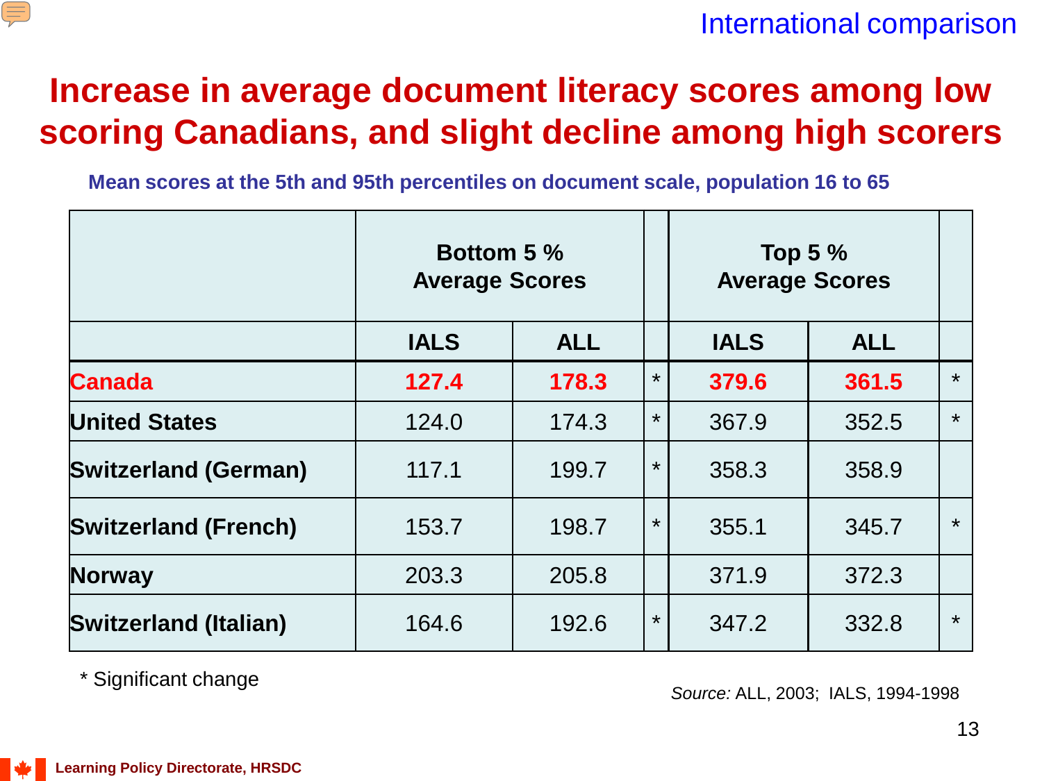International comparison

# Increase in average document literacy scores among low scoring Canadians, and slight decline among high scorers

**Mean scores at the 5th and 95th percentiles on document scale, population 16 to 65**

| | Bottom 5 % Average Scores | | | Top 5 % Average Scores | | |
|---|---|---|---|---|---|---|
| | IALS | ALL | | IALS | ALL | |
| **Canada** | **127.4** | **178.3** | * | **379.6** | **361.5** | * |
| **United States** | 124.0 | 174.3 | * | 367.9 | 352.5 | * |
| **Switzerland (German)** | 117.1 | 199.7 | * | 358.3 | 358.9 | |
| **Switzerland (French)** | 153.7 | 198.7 | * | 355.1 | 345.7 | * |
| **Norway** | 203.3 | 205.8 | | 371.9 | 372.3 | |
| **Switzerland (Italian)** | 164.6 | 192.6 | * | 347.2 | 332.8 | * |

* Significant change

*Source:* ALL, 2003; IALS, 1994-1998

Learning Policy Directorate, HRSDC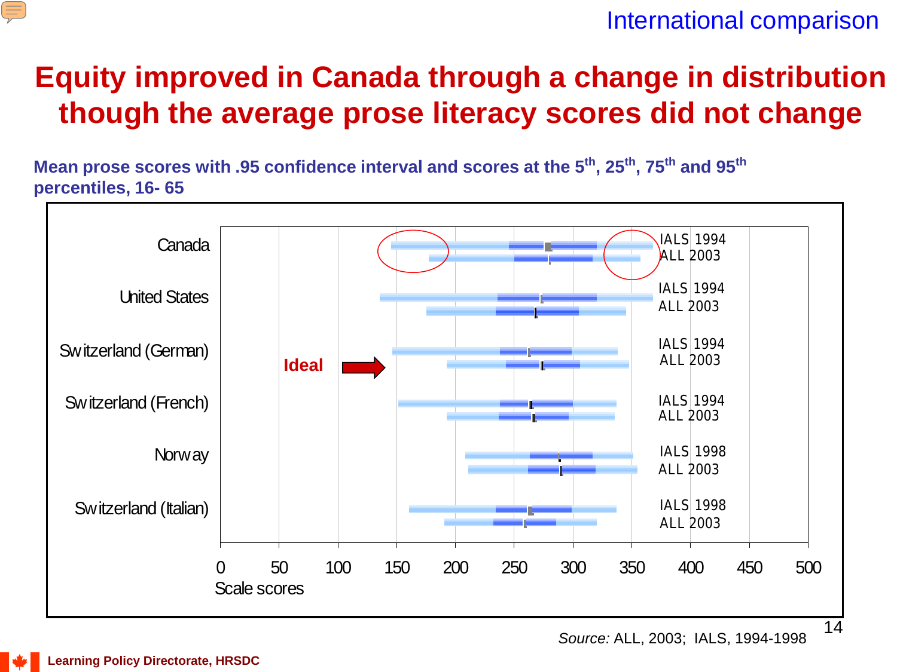International comparison

# Equity improved in Canada through a change in distribution though the average prose literacy scores did not change

**Mean prose scores with .95 confidence interval and scores at the 5th, 25th, 75th and 95th percentiles, 16- 65**

| Country | Survey |
|---|---|
| Canada | IALS 1994 |
| | ALL 2003 |
| United States | IALS 1994 |
| | ALL 2003 |
| Switzerland (German) | IALS 1994 |
| | ALL 2003 |
| Switzerland (French) | IALS 1994 |
| | ALL 2003 |
| Norway | IALS 1998 |
| | ALL 2003 |
| Switzerland (Italian) | IALS 1998 |
| | ALL 2003 |

Ideal

Scale scores: 0, 50, 100, 150, 200, 250, 300, 350, 400, 450, 500

*Source:* ALL, 2003; IALS, 1994-1998

Learning Policy Directorate, HRSDC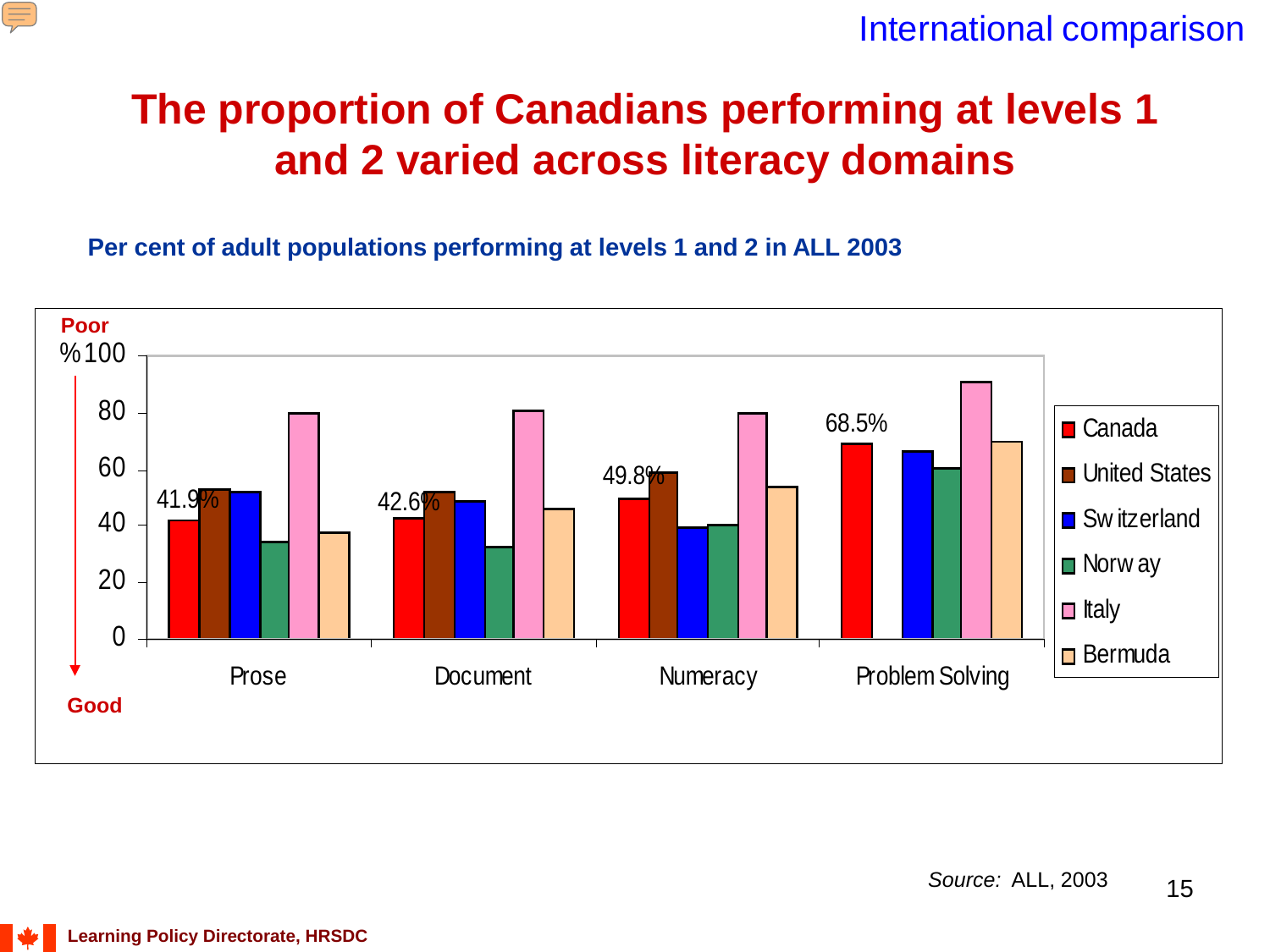International comparison

# The proportion of Canadians performing at levels 1 and 2 varied across literacy domains

**Per cent of adult populations performing at levels 1 and 2 in ALL 2003**

Poor

%

| | Canada | United States | Switzerland | Norway | Italy | Bermuda |
|---|---|---|---|---|---|---|
| Prose | 41.9% | | | | | |
| Document | 42.6% | | | | | |
| Numeracy | 49.8% | | | | | |
| Problem Solving | 68.5% | | | | | |

Good

*Source:* ALL, 2003

Learning Policy Directorate, HRSDC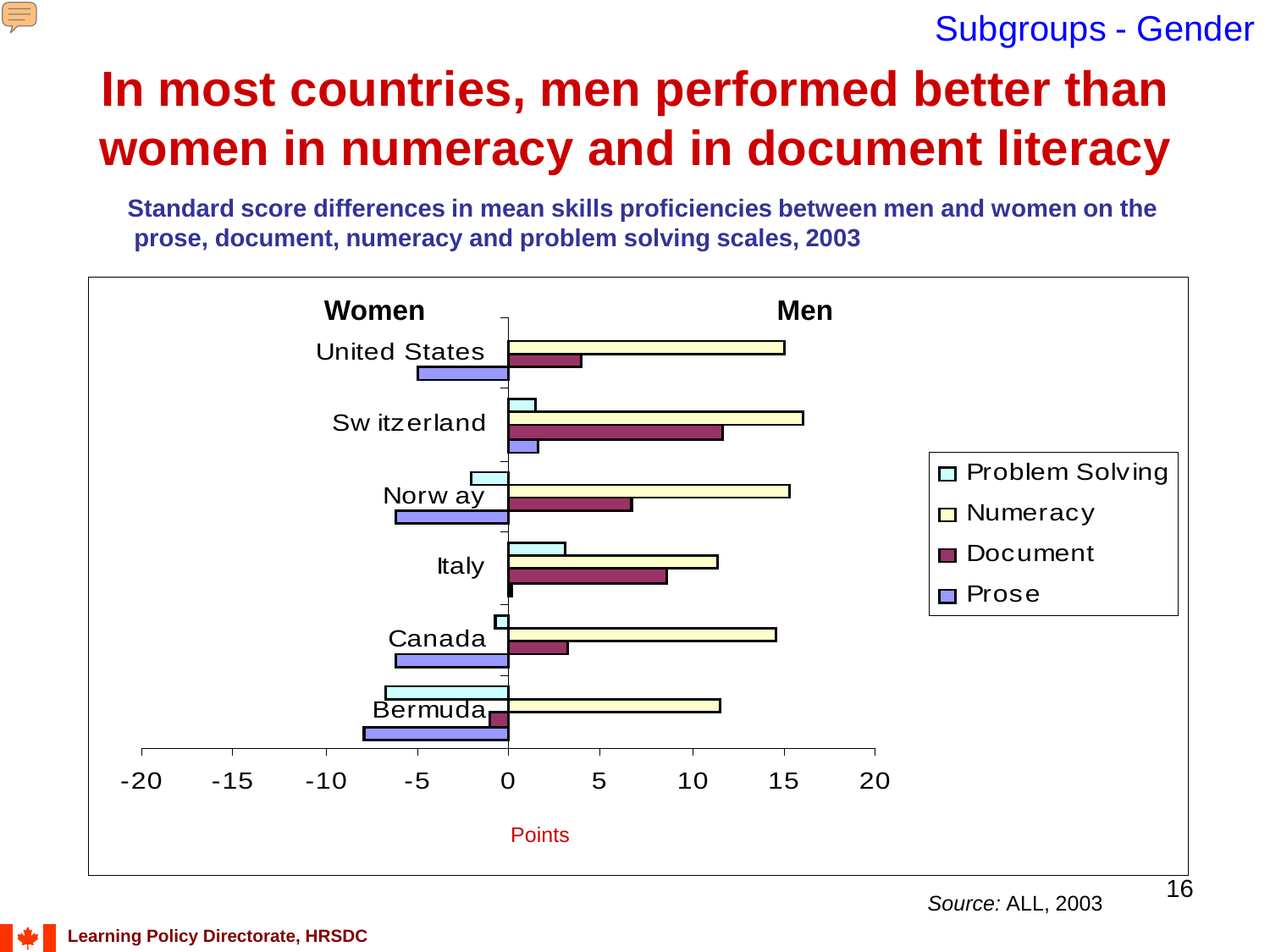Subgroups - Gender

# In most countries, men performed better than women in numeracy and in document literacy

**Standard score differences in mean skills proficiencies between men and women on the prose, document, numeracy and problem solving scales, 2003**

Women | Men

- United States
- Switzerland
- Norway
- Italy
- Canada
- Bermuda

Legend: Problem Solving, Numeracy, Document, Prose

-20 -15 -10 -5 0 5 10 15 20

Points

*Source:* ALL, 2003

Learning Policy Directorate, HRSDC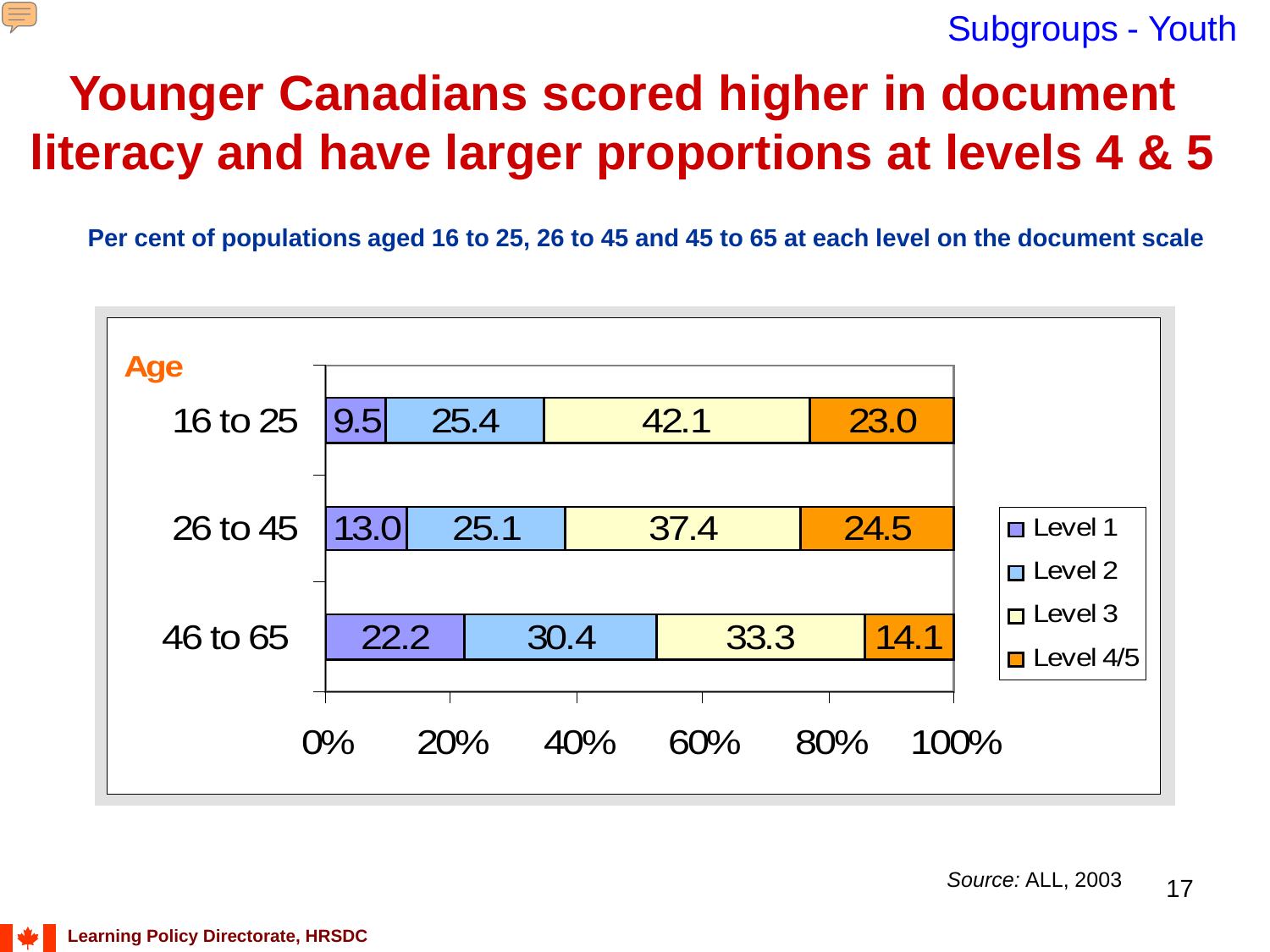Subgroups - Youth

# Younger Canadians scored higher in document literacy and have larger proportions at levels 4 & 5

**Per cent of populations aged 16 to 25, 26 to 45 and 45 to 65 at each level on the document scale**

| Age | Level 1 | Level 2 | Level 3 | Level 4/5 |
|---|---|---|---|---|
| 16 to 25 | 9.5 | 25.4 | 42.1 | 23.0 |
| 26 to 45 | 13.0 | 25.1 | 37.4 | 24.5 |
| 46 to 65 | 22.2 | 30.4 | 33.3 | 14.1 |

*Source:* ALL, 2003

Learning Policy Directorate, HRSDC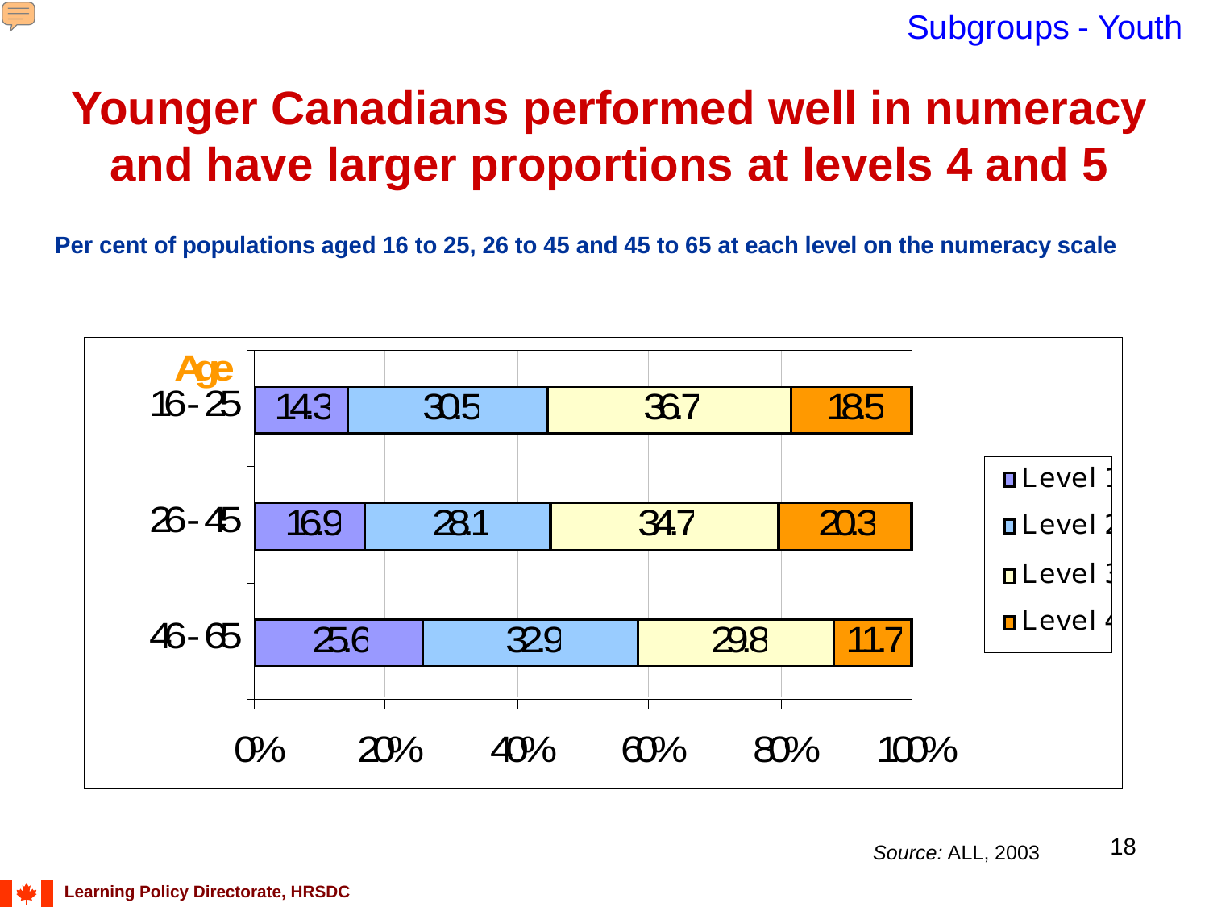Subgroups - Youth

# Younger Canadians performed well in numeracy and have larger proportions at levels 4 and 5

**Per cent of populations aged 16 to 25, 26 to 45 and 45 to 65 at each level on the numeracy scale**

| Age | Level 1 | Level 2 | Level 3 | Level 4 |
|---|---|---|---|---|
| 16-25 | 14.3 | 30.5 | 36.7 | 18.5 |
| 26-45 | 16.9 | 28.1 | 34.7 | 20.3 |
| 46-65 | 25.6 | 32.9 | 29.8 | 11.7 |

*Source:* ALL, 2003

Learning Policy Directorate, HRSDC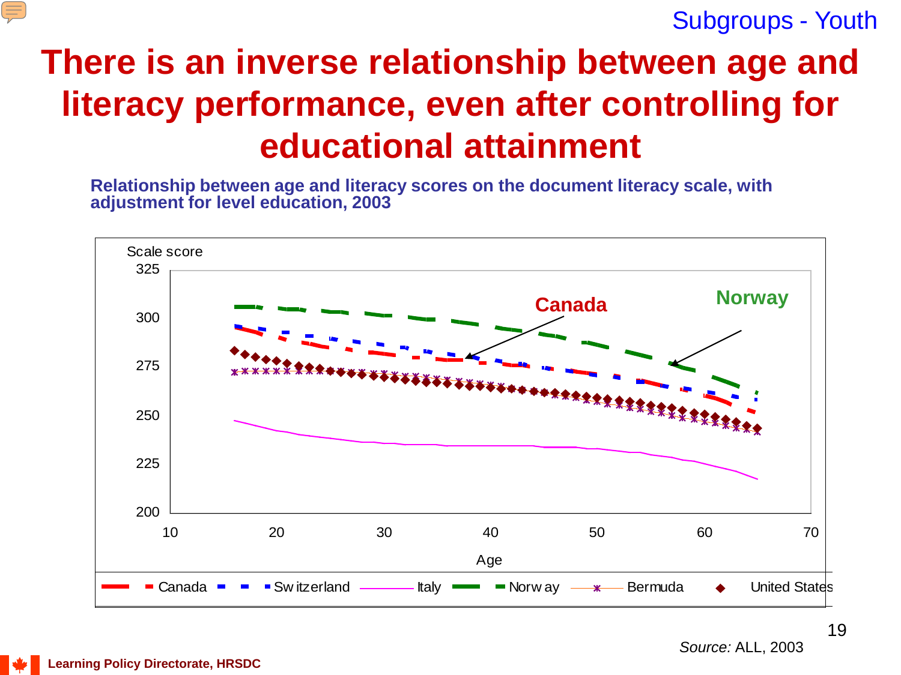Subgroups - Youth

# There is an inverse relationship between age and literacy performance, even after controlling for educational attainment

**Relationship between age and literacy scores on the document literacy scale, with adjustment for level education, 2003**

Scale score

Canada

Norway

Age

Legend: Canada, Switzerland, Italy, Norway, Bermuda, United States

*Source:* ALL, 2003

Learning Policy Directorate, HRSDC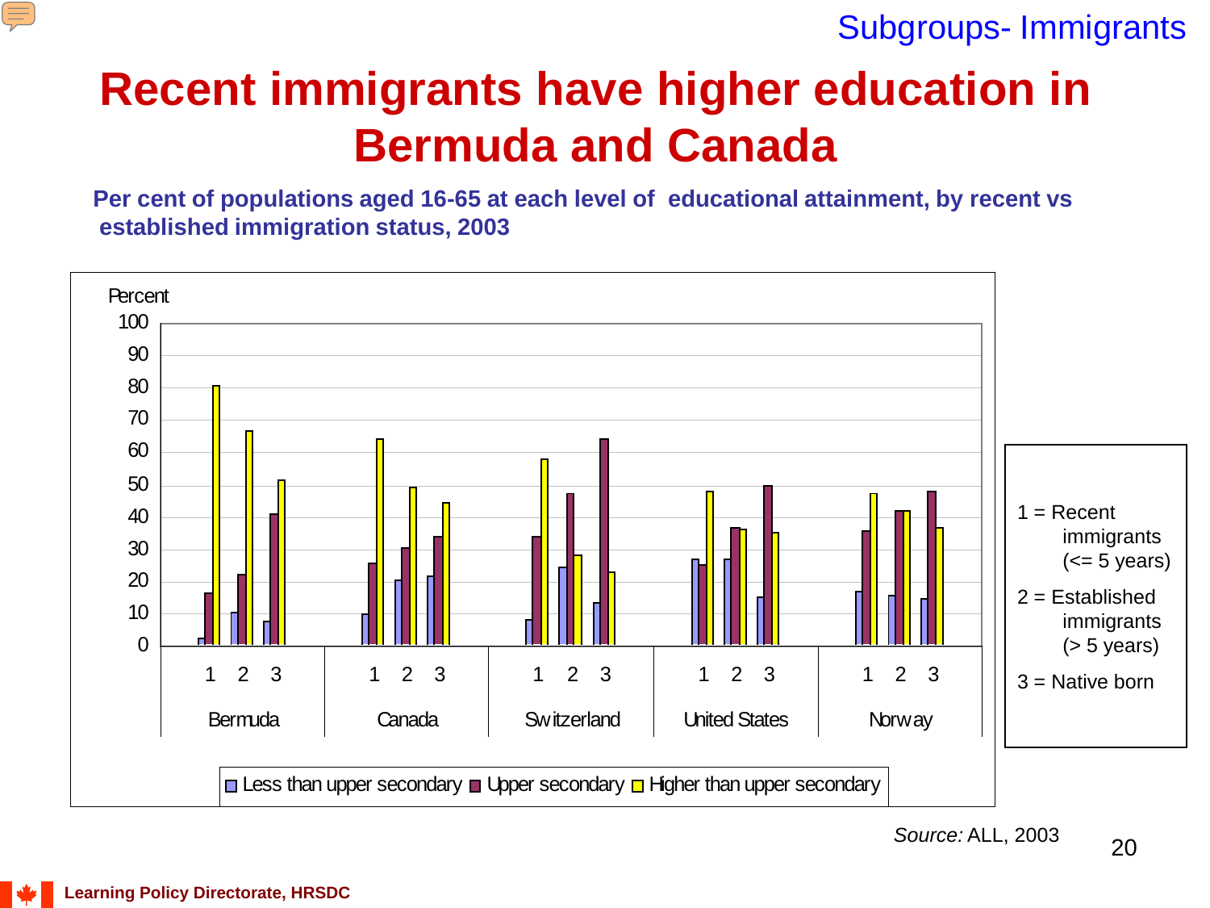Subgroups- Immigrants

# Recent immigrants have higher education in Bermuda and Canada

**Per cent of populations aged 16-65 at each level of educational attainment, by recent vs established immigration status, 2003**

Percent

| Country | Group | Less than upper secondary | Upper secondary | Higher than upper secondary |
|---|---|---|---|---|
| Bermuda | 1 | 2 | 16 | 80 |
| Bermuda | 2 | 10 | 22 | 66 |
| Bermuda | 3 | 7 | 41 | 51 |
| Canada | 1 | 10 | 25 | 64 |
| Canada | 2 | 20 | 30 | 49 |
| Canada | 3 | 21 | 34 | 44 |
| Switzerland | 1 | 8 | 34 | 58 |
| Switzerland | 2 | 24 | 47 | 28 |
| Switzerland | 3 | 13 | 64 | 23 |
| United States | 1 | 27 | 25 | 48 |
| United States | 2 | 27 | 37 | 36 |
| United States | 3 | 15 | 50 | 35 |
| Norway | 1 | 17 | 36 | 47 |
| Norway | 2 | 15 | 42 | 42 |
| Norway | 3 | 14 | 48 | 37 |

1 = Recent immigrants (<= 5 years)

2 = Established immigrants (> 5 years)

3 = Native born

*Source:* ALL, 2003

Learning Policy Directorate, HRSDC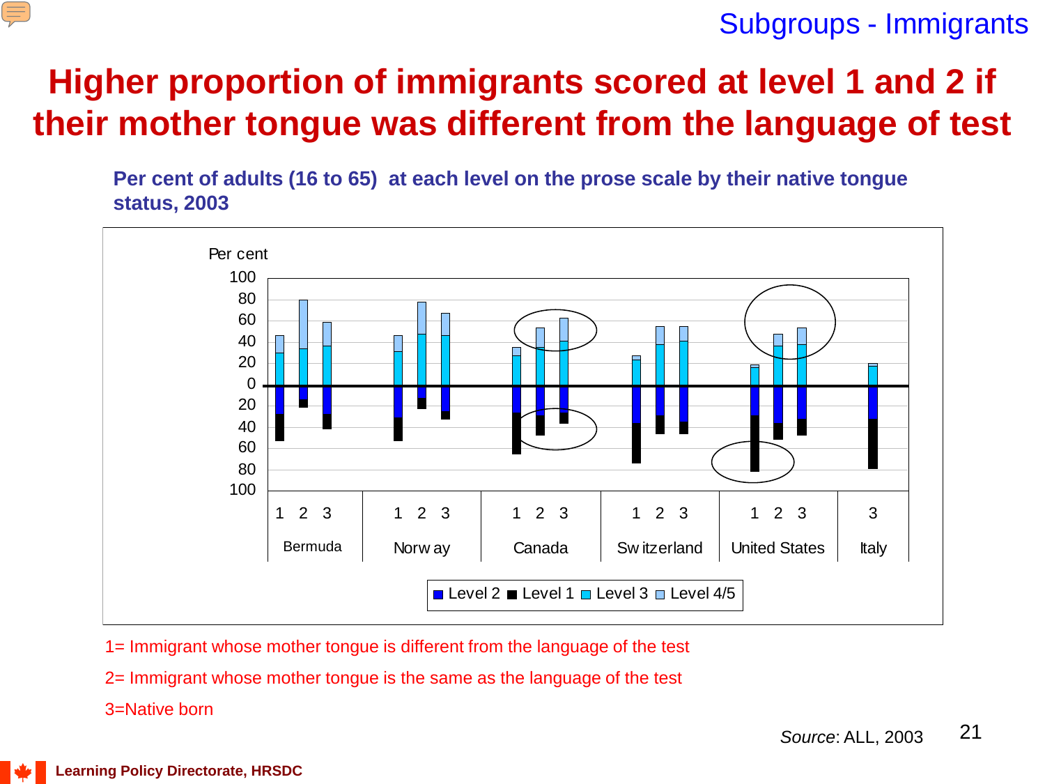Subgroups - Immigrants

# Higher proportion of immigrants scored at level 1 and 2 if their mother tongue was different from the language of test

**Per cent of adults (16 to 65) at each level on the prose scale by their native tongue status, 2003**

Per cent

Bermuda, Norway, Canada, Switzerland, United States, Italy

Level 2, Level 1, Level 3, Level 4/5

1= Immigrant whose mother tongue is different from the language of the test

2= Immigrant whose mother tongue is the same as the language of the test

3=Native born

*Source*: ALL, 2003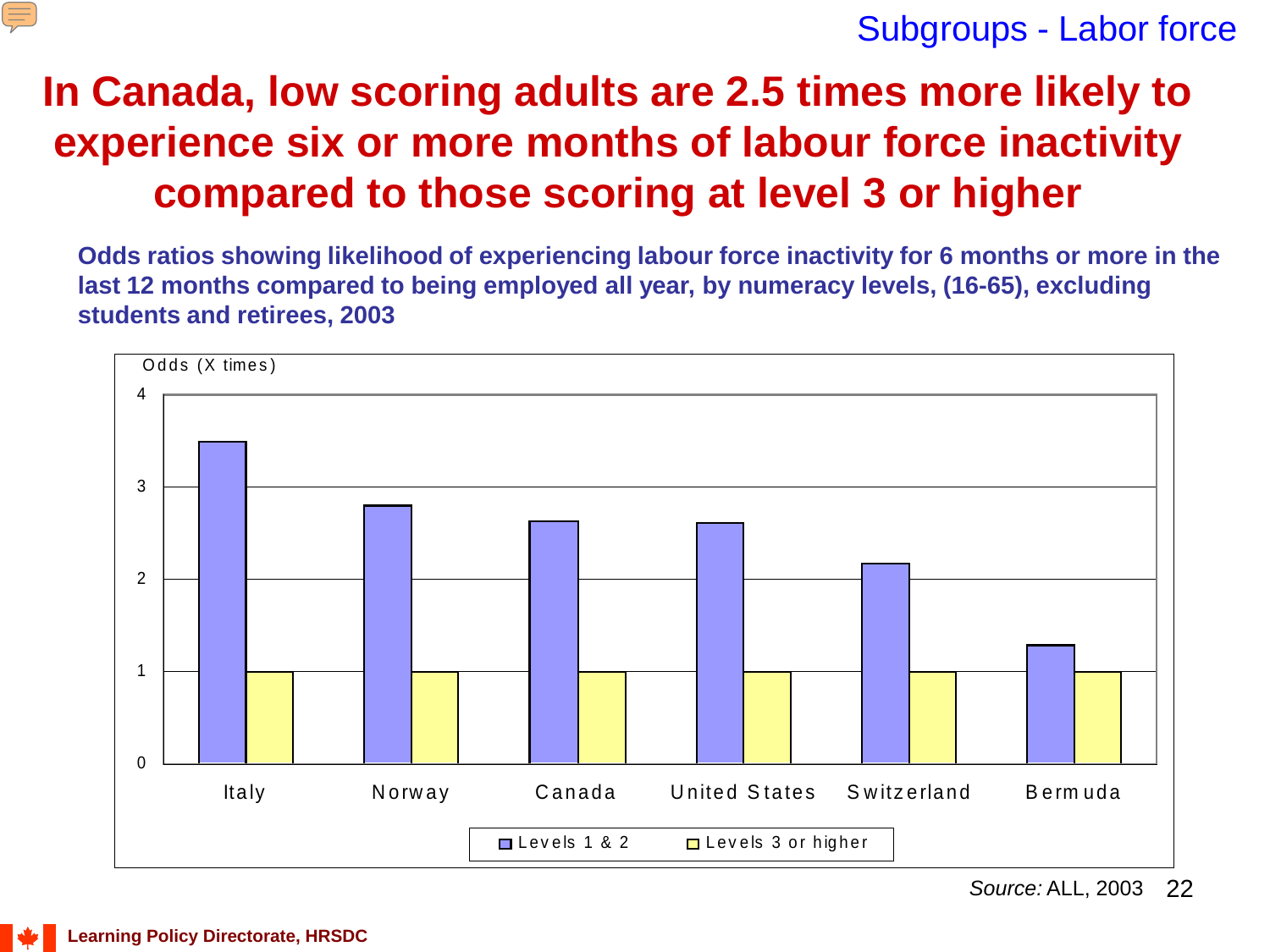Subgroups - Labor force

# In Canada, low scoring adults are 2.5 times more likely to experience six or more months of labour force inactivity compared to those scoring at level 3 or higher

**Odds ratios showing likelihood of experiencing labour force inactivity for 6 months or more in the last 12 months compared to being employed all year, by numeracy levels, (16-65), excluding students and retirees, 2003**

| Country | Levels 1 & 2 | Levels 3 or higher |
|---|---|---|
| Italy | ~3.5 | 1 |
| Norway | ~2.8 | 1 |
| Canada | ~2.6 | 1 |
| United States | ~2.6 | 1 |
| Switzerland | ~2.2 | 1 |
| Bermuda | ~1.3 | 1 |

*Source:* ALL, 2003

Learning Policy Directorate, HRSDC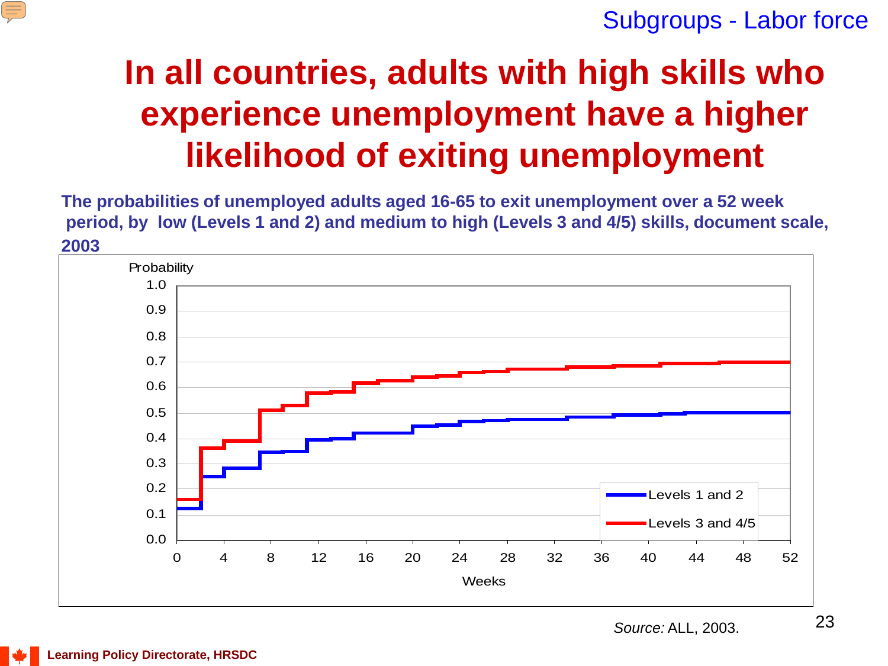Subgroups - Labor force

# In all countries, adults with high skills who experience unemployment have a higher likelihood of exiting unemployment

**The probabilities of unemployed adults aged 16-65 to exit unemployment over a 52 week period, by low (Levels 1 and 2) and medium to high (Levels 3 and 4/5) skills, document scale, 2003**

Probability

1.0
0.9
0.8
0.7
0.6
0.5
0.4
0.3
0.2
0.1
0.0

0 4 8 12 16 20 24 28 32 36 40 44 48 52

Weeks

Levels 1 and 2

Levels 3 and 4/5

*Source:* ALL, 2003.

Learning Policy Directorate, HRSDC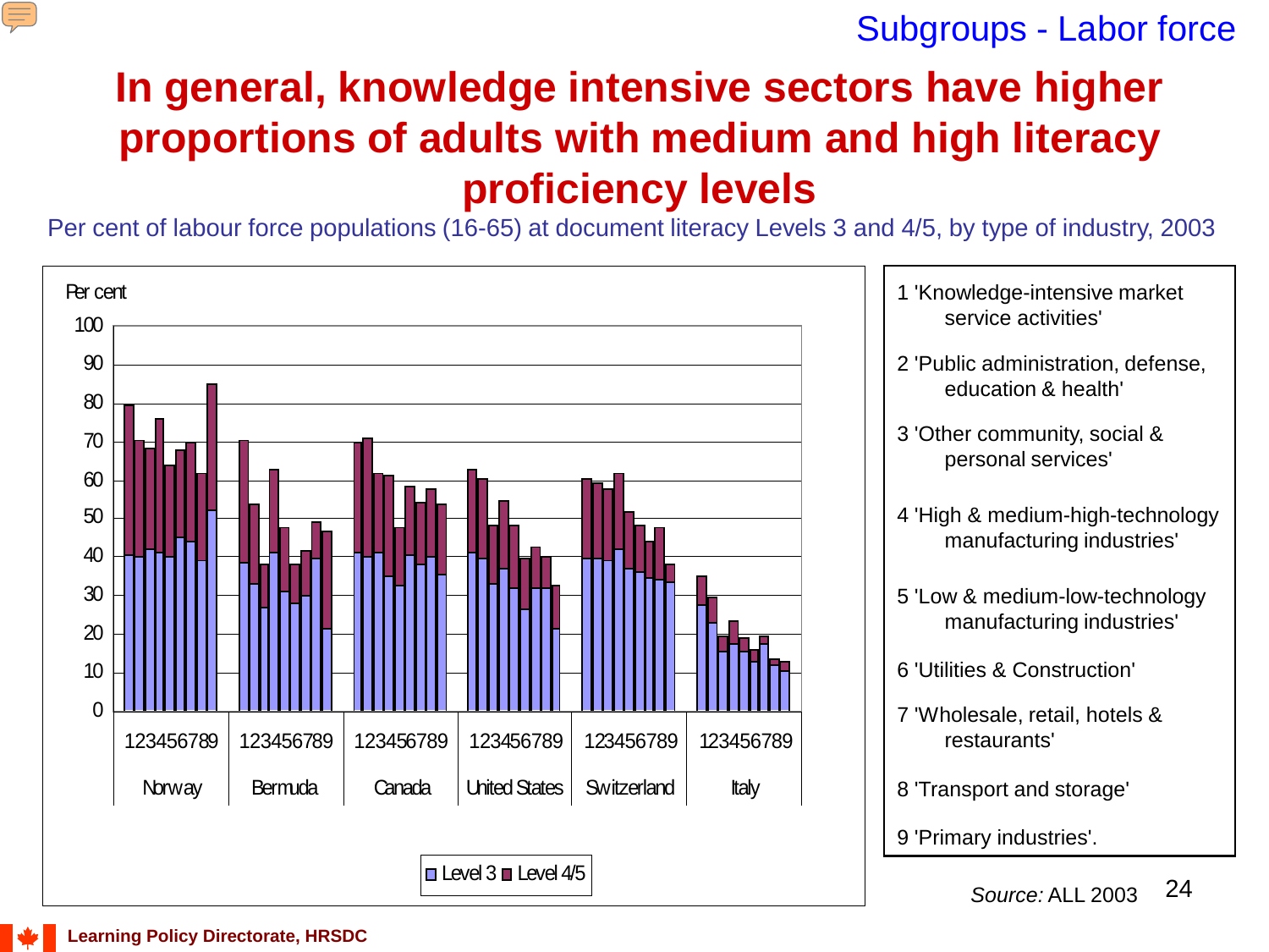Subgroups - Labor force

# In general, knowledge intensive sectors have higher proportions of adults with medium and high literacy proficiency levels

Per cent of labour force populations (16-65) at document literacy Levels 3 and 4/5, by type of industry, 2003

Per cent

100
90
80
70
60
50
40
30
20
10
0

123456789 123456789 123456789 123456789 123456789 123456789

Norway Bermuda Canada United States Switzerland Italy

Level 3 Level 4/5

1 'Knowledge-intensive market service activities'

2 'Public administration, defense, education & health'

3 'Other community, social & personal services'

4 'High & medium-high-technology manufacturing industries'

5 'Low & medium-low-technology manufacturing industries'

6 'Utilities & Construction'

7 'Wholesale, retail, hotels & restaurants'

8 'Transport and storage'

9 'Primary industries'.

*Source:* ALL 2003

Learning Policy Directorate, HRSDC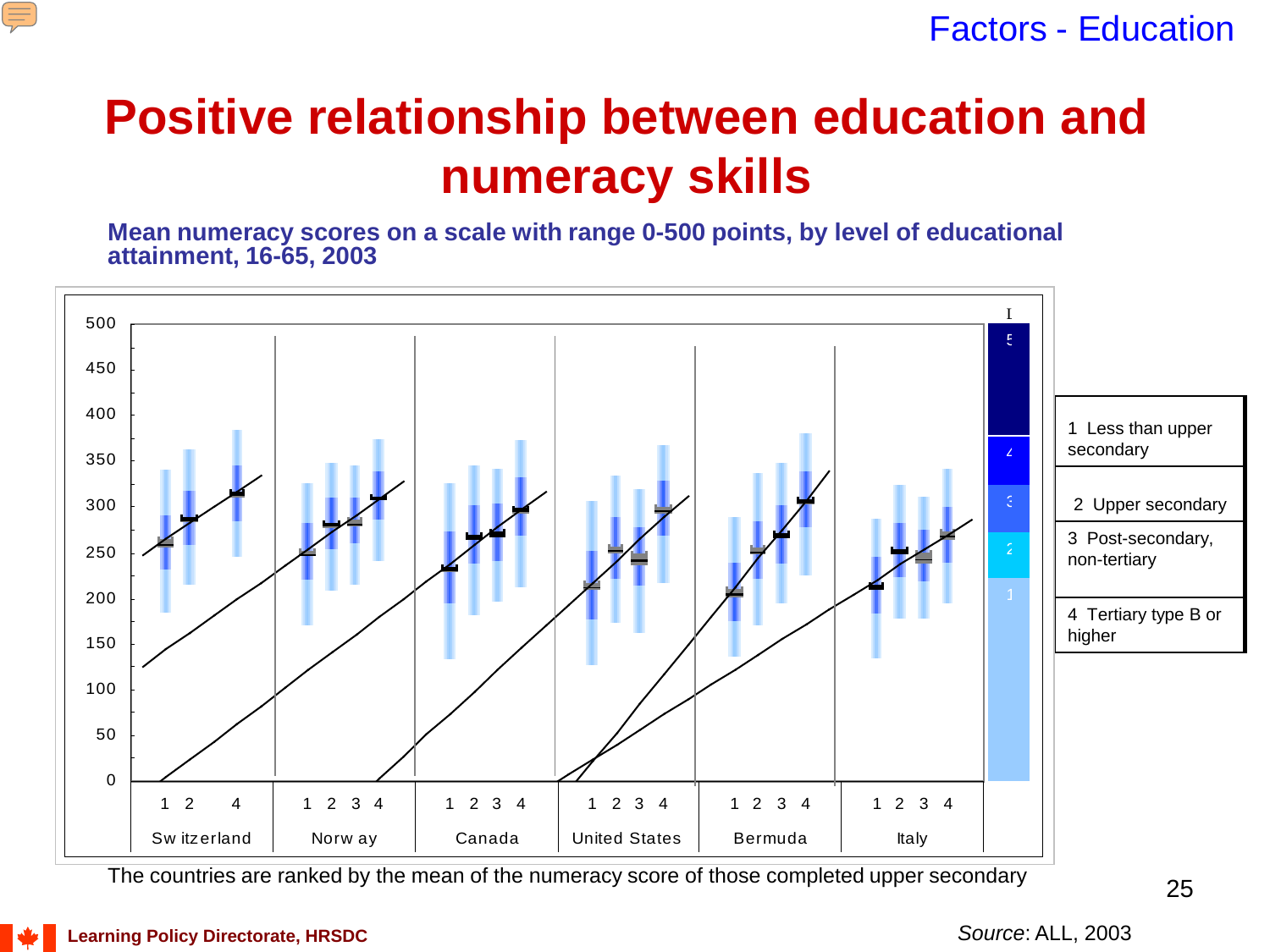# Positive relationship between education and numeracy skills

**Mean numeracy scores on a scale with range 0-500 points, by level of educational attainment, 16-65, 2003**

1 Less than upper secondary

2 Upper secondary

3 Post-secondary, non-tertiary

4 Tertiary type B or higher

The countries are ranked by the mean of the numeracy score of those completed upper secondary

*Source*: ALL, 2003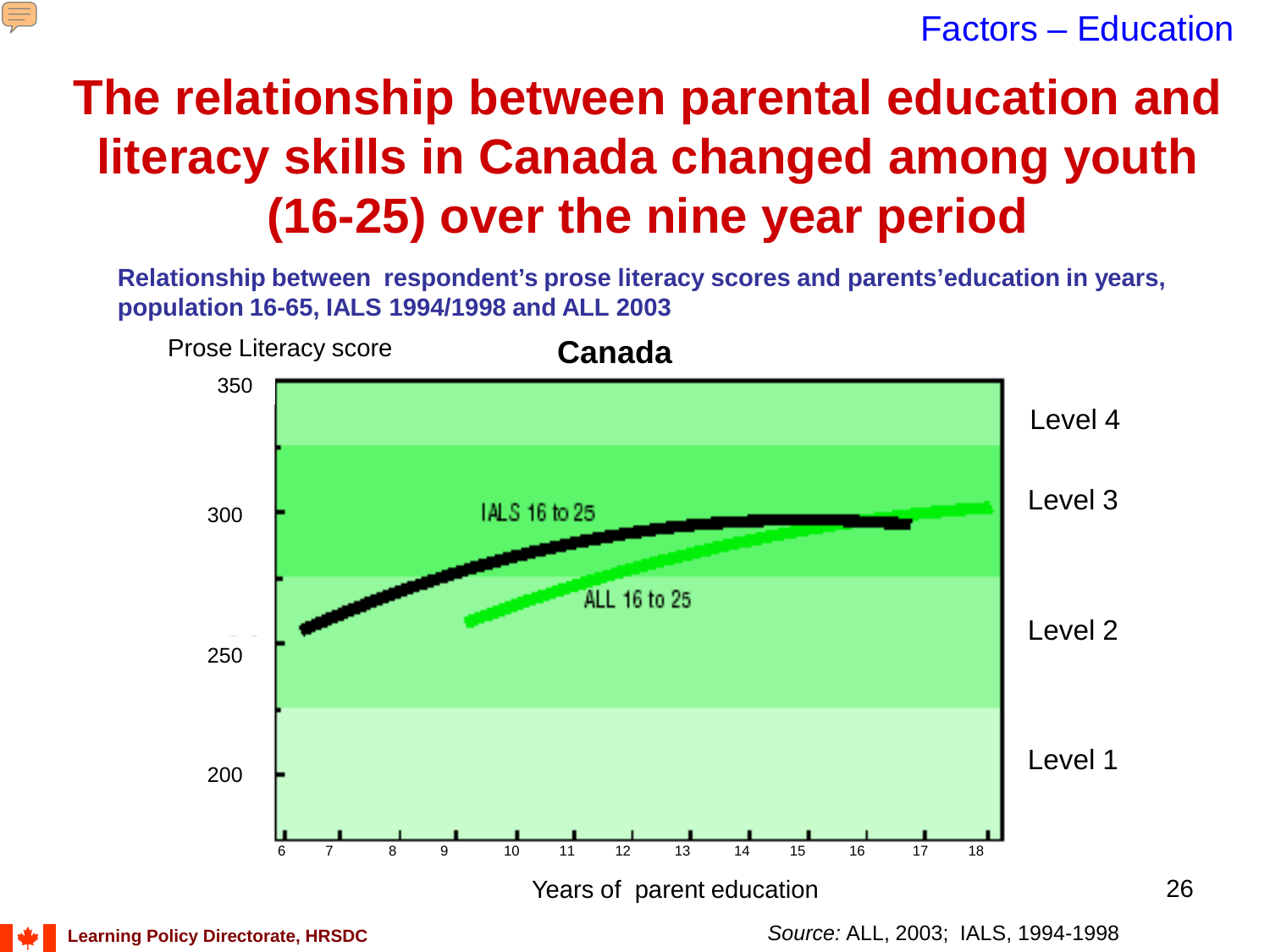Factors – Education

# The relationship between parental education and literacy skills in Canada changed among youth (16-25) over the nine year period

**Relationship between respondent's prose literacy scores and parents' education in years, population 16-65, IALS 1994/1998 and ALL 2003**

**Canada**

Prose Literacy score

350

300

250

200

IALS 16 to 25

ALL 16 to 25

Level 4

Level 3

Level 2

Level 1

6 7 8 9 10 11 12 13 14 15 16 17 18

Years of parent education

*Source:* ALL, 2003; IALS, 1994-1998

Learning Policy Directorate, HRSDC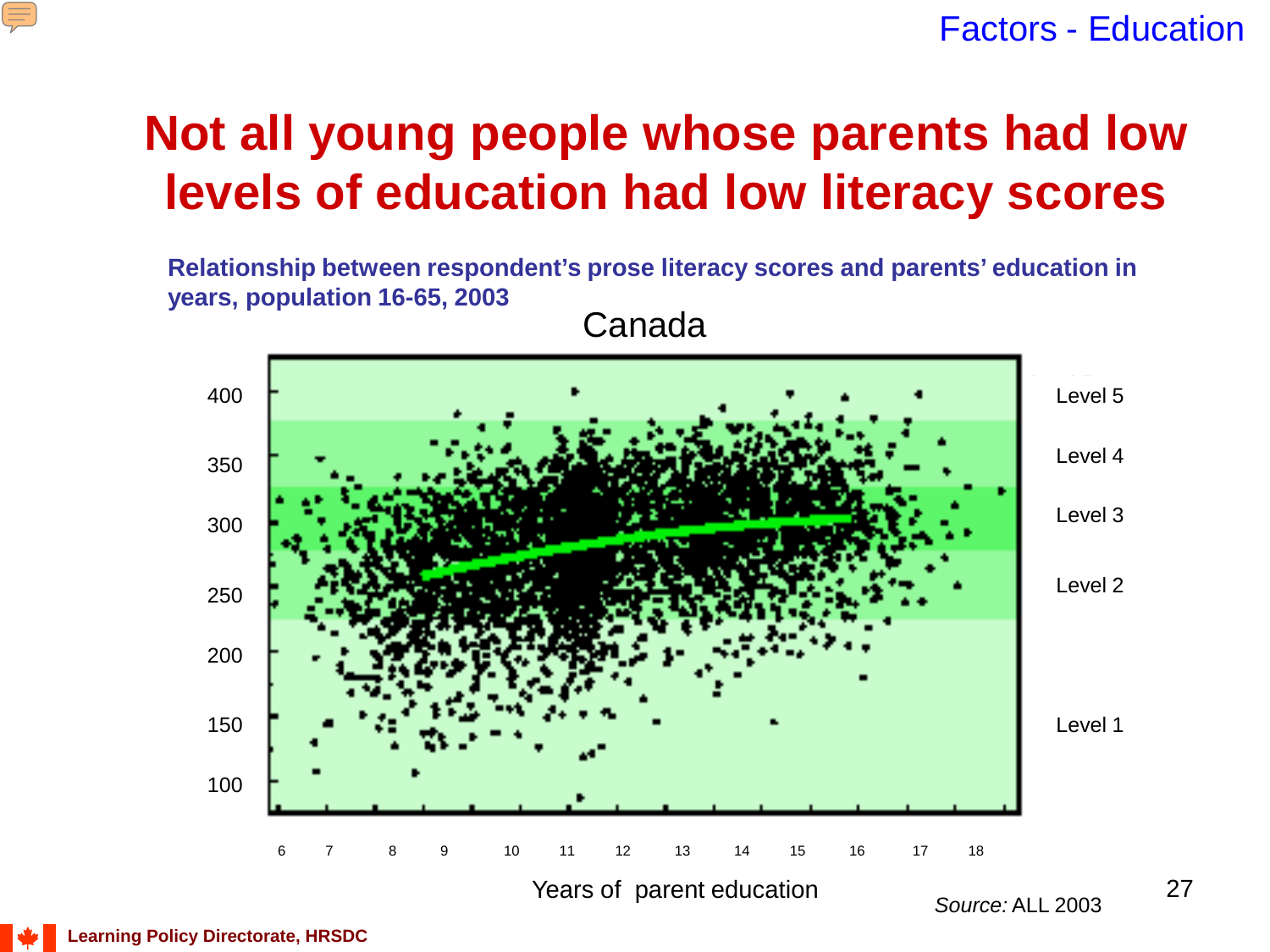# Not all young people whose parents had low levels of education had low literacy scores

**Relationship between respondent's prose literacy scores and parents' education in years, population 16-65, 2003**

Canada

Years of parent education

*Source:* ALL 2003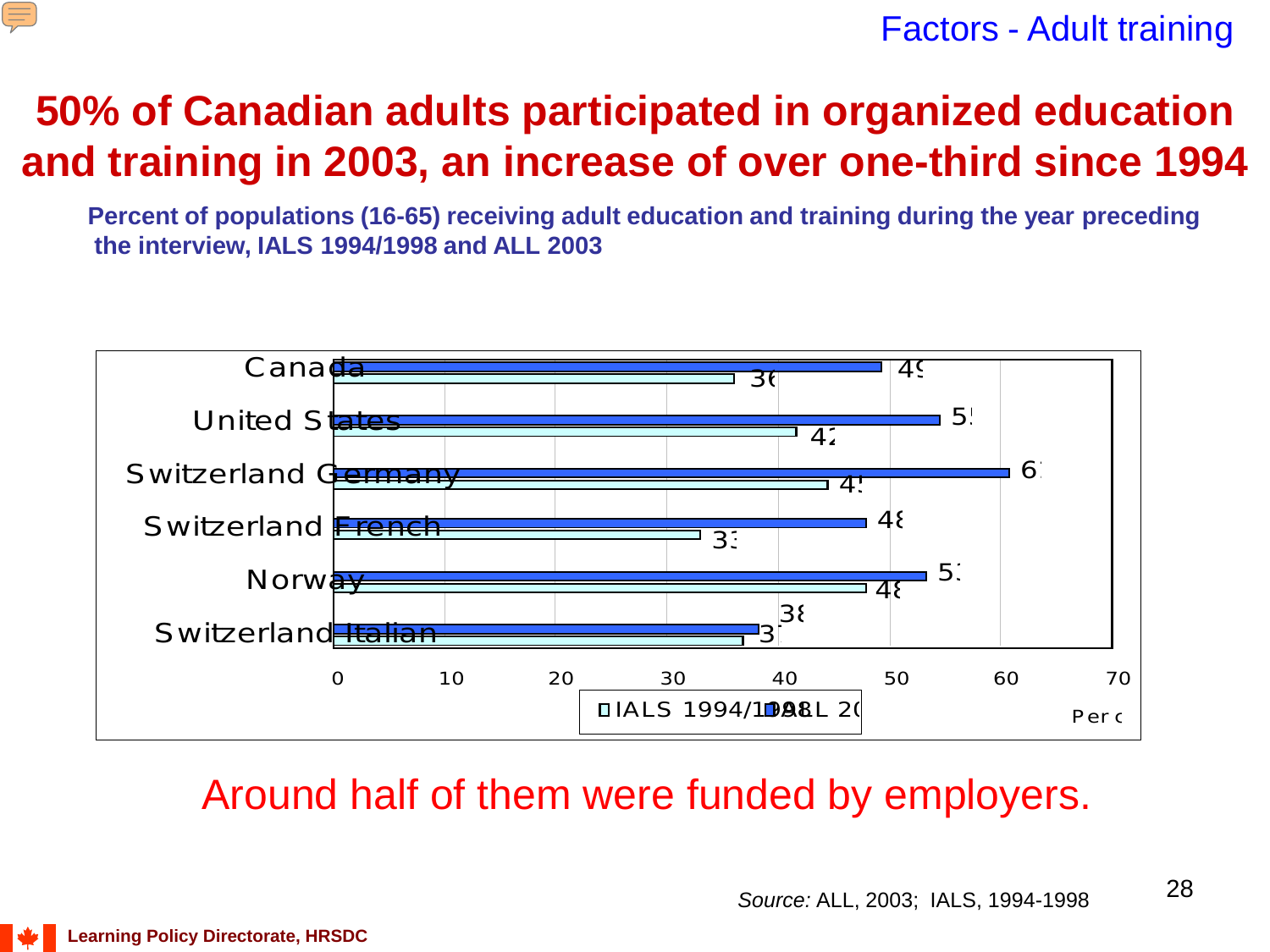Factors - Adult training

# 50% of Canadian adults participated in organized education and training in 2003, an increase of over one-third since 1994

**Percent of populations (16-65) receiving adult education and training during the year preceding the interview, IALS 1994/1998 and ALL 2003**

| | ALL 2003 | IALS 1994/1998 |
|---|---|---|
| Canada | 49 | 36 |
| United States | 55 | 42 |
| Switzerland Germany | 61 | 45 |
| Switzerland French | 48 | 33 |
| Norway | 53 | 48 |
| Switzerland Italian | 38 | 37 |

Around half of them were funded by employers.

*Source:* ALL, 2003; IALS, 1994-1998

Learning Policy Directorate, HRSDC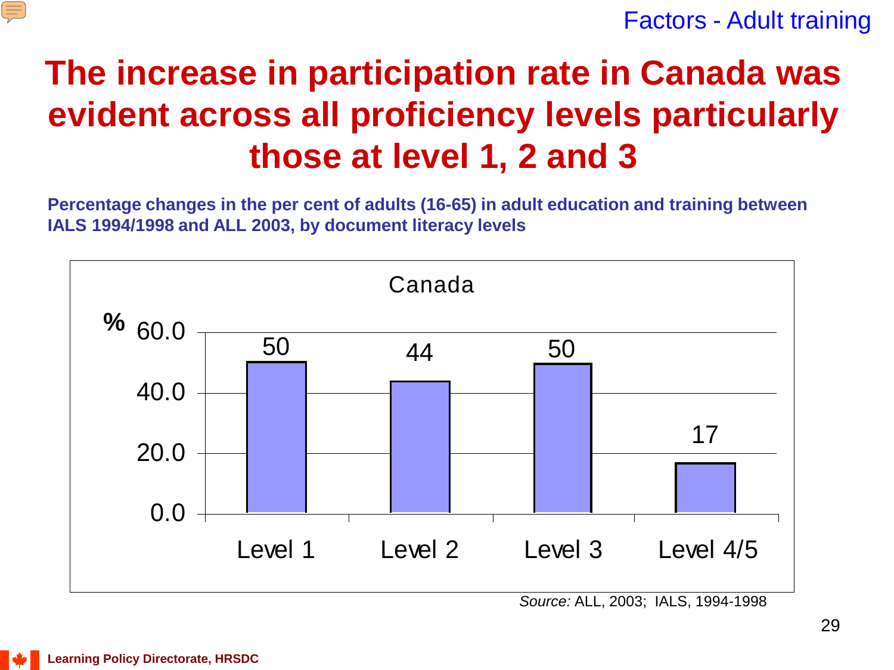Factors - Adult training

# The increase in participation rate in Canada was evident across all proficiency levels particularly those at level 1, 2 and 3

**Percentage changes in the per cent of adults (16-65) in adult education and training between IALS 1994/1998 and ALL 2003, by document literacy levels**

Canada

| | % |
|---|---|
| Level 1 | 50 |
| Level 2 | 44 |
| Level 3 | 50 |
| Level 4/5 | 17 |

*Source:* ALL, 2003; IALS, 1994-1998

Learning Policy Directorate, HRSDC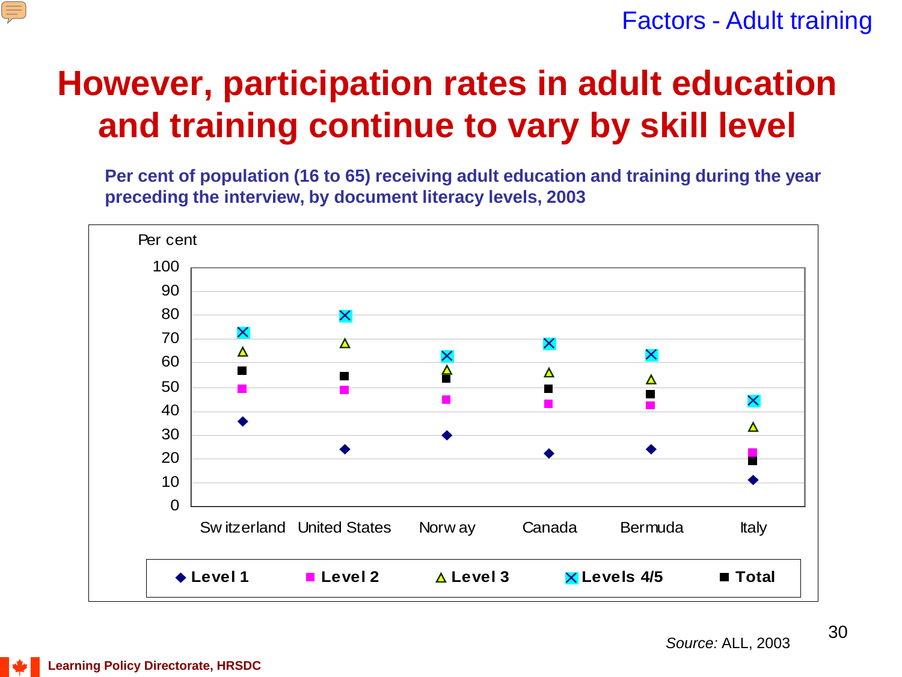Factors - Adult training

# However, participation rates in adult education and training continue to vary by skill level

**Per cent of population (16 to 65) receiving adult education and training during the year preceding the interview, by document literacy levels, 2003**

Per cent

| | Switzerland | United States | Norway | Canada | Bermuda | Italy |
|---|---|---|---|---|---|---|
| Level 1 | 36 | 24 | 30 | 22 | 24 | 11 |
| Level 2 | 49 | 49 | 45 | 43 | 42 | 22 |
| Level 3 | 65 | 68 | 57 | 56 | 53 | 34 |
| Levels 4/5 | 73 | 80 | 63 | 68 | 63 | 44 |
| Total | 57 | 55 | 54 | 49 | 47 | 19 |

*Source:* ALL, 2003

Learning Policy Directorate, HRSDC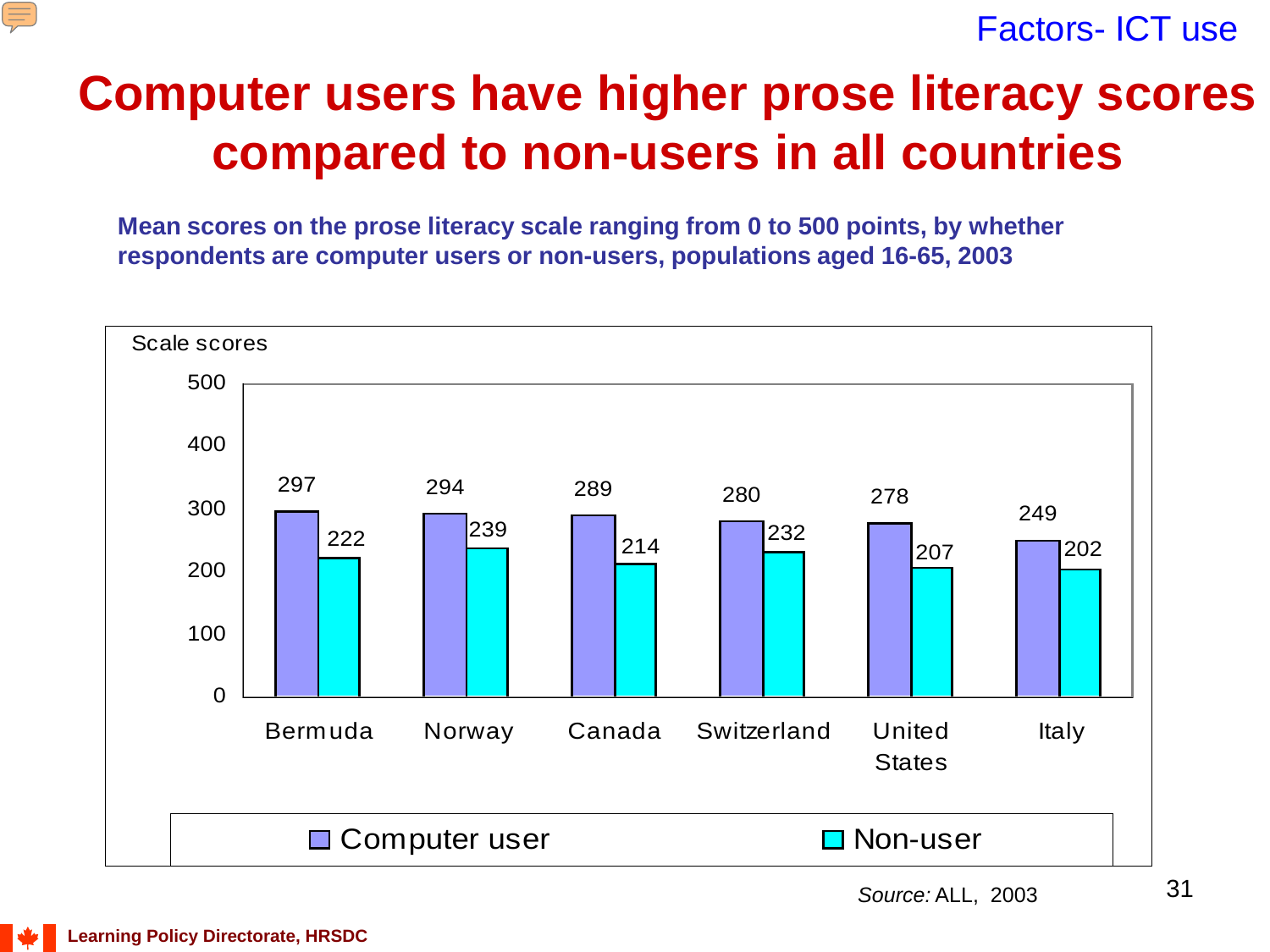Factors- ICT use

# Computer users have higher prose literacy scores compared to non-users in all countries

**Mean scores on the prose literacy scale ranging from 0 to 500 points, by whether respondents are computer users or non-users, populations aged 16-65, 2003**

Scale scores

| Country | Computer user | Non-user |
|---|---|---|
| Bermuda | 297 | 222 |
| Norway | 294 | 239 |
| Canada | 289 | 214 |
| Switzerland | 280 | 232 |
| United States | 278 | 207 |
| Italy | 249 | 202 |

*Source:* ALL, 2003

Learning Policy Directorate, HRSDC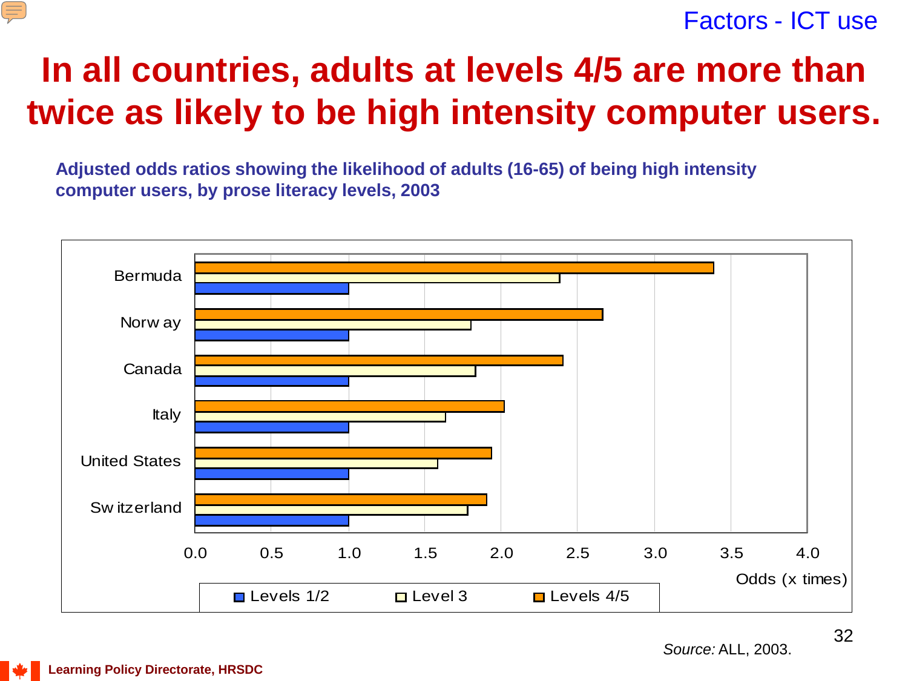Factors - ICT use

# In all countries, adults at levels 4/5 are more than twice as likely to be high intensity computer users.

**Adjusted odds ratios showing the likelihood of adults (16-65) of being high intensity computer users, by prose literacy levels, 2003**

| Country | Levels 1/2 | Level 3 | Levels 4/5 |
|---|---|---|---|
| Bermuda | 1.0 | 2.4 | 3.4 |
| Norway | 1.0 | 1.8 | 2.7 |
| Canada | 1.0 | 1.8 | 2.4 |
| Italy | 1.0 | 1.6 | 2.0 |
| United States | 1.0 | 1.6 | 1.9 |
| Switzerland | 1.0 | 1.8 | 1.9 |

Odds (x times)

*Source:* ALL, 2003.

Learning Policy Directorate, HRSDC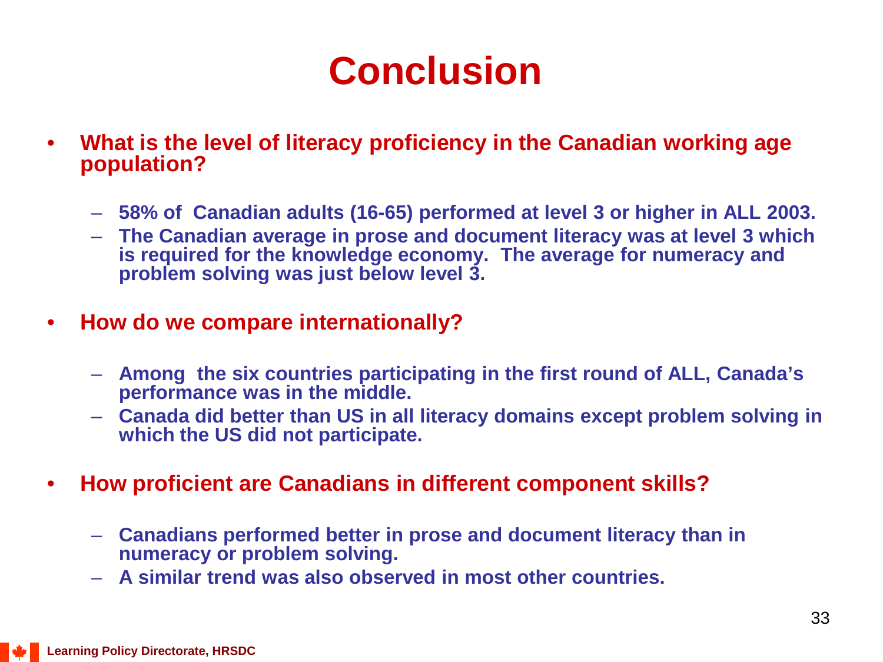# Conclusion

- **What is the level of literacy proficiency in the Canadian working age population?**
  - **58% of Canadian adults (16-65) performed at level 3 or higher in ALL 2003.**
  - **The Canadian average in prose and document literacy was at level 3 which is required for the knowledge economy. The average for numeracy and problem solving was just below level 3.**
- **How do we compare internationally?**
  - **Among the six countries participating in the first round of ALL, Canada's performance was in the middle.**
  - **Canada did better than US in all literacy domains except problem solving in which the US did not participate.**
- **How proficient are Canadians in different component skills?**
  - **Canadians performed better in prose and document literacy than in numeracy or problem solving.**
  - **A similar trend was also observed in most other countries.**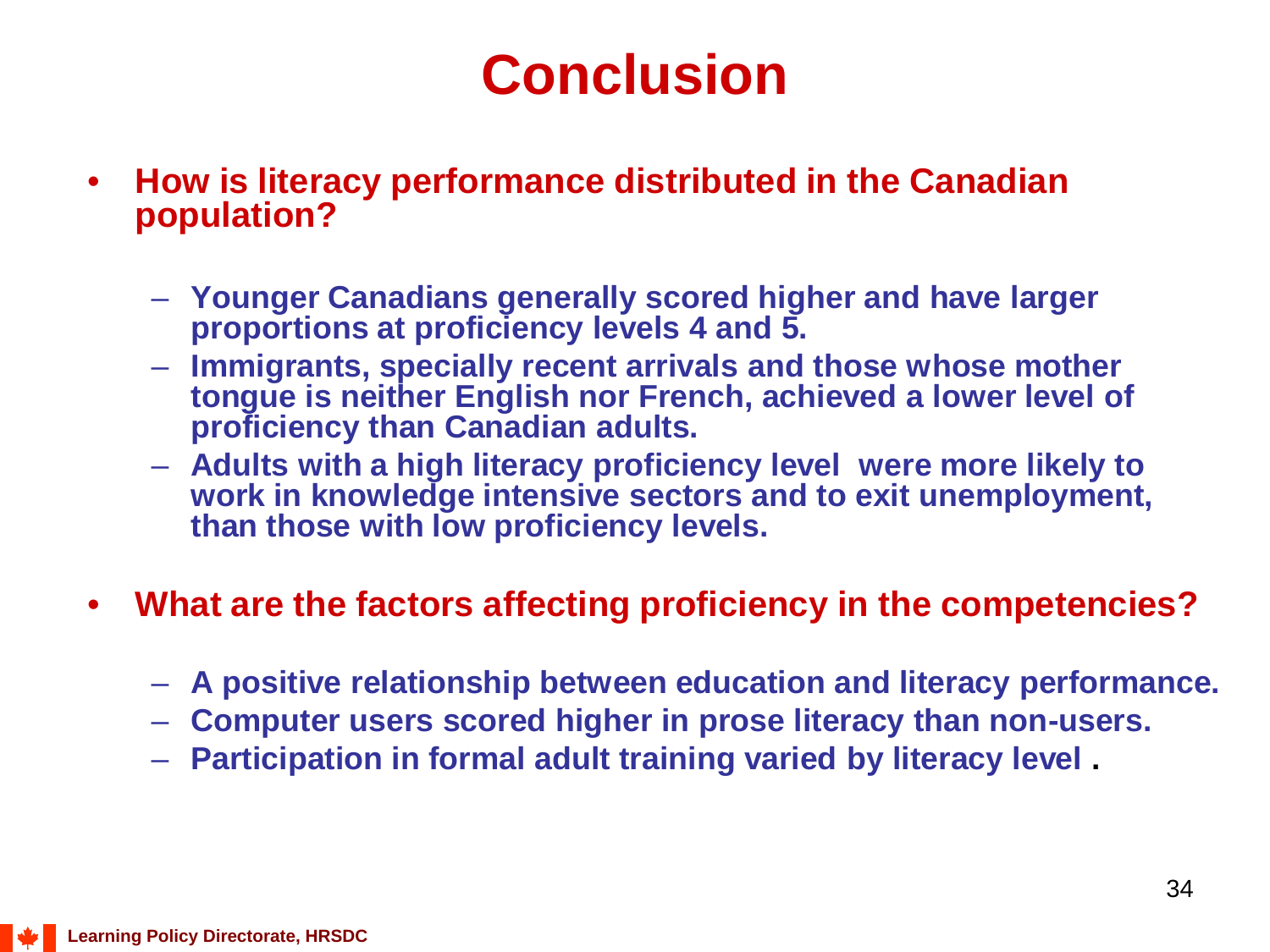# Conclusion

- **How is literacy performance distributed in the Canadian population?**
  - **Younger Canadians generally scored higher and have larger proportions at proficiency levels 4 and 5.**
  - **Immigrants, specially recent arrivals and those whose mother tongue is neither English nor French, achieved a lower level of proficiency than Canadian adults.**
  - **Adults with a high literacy proficiency level were more likely to work in knowledge intensive sectors and to exit unemployment, than those with low proficiency levels.**

- **What are the factors affecting proficiency in the competencies?**
  - **A positive relationship between education and literacy performance.**
  - **Computer users scored higher in prose literacy than non-users.**
  - **Participation in formal adult training varied by literacy level .**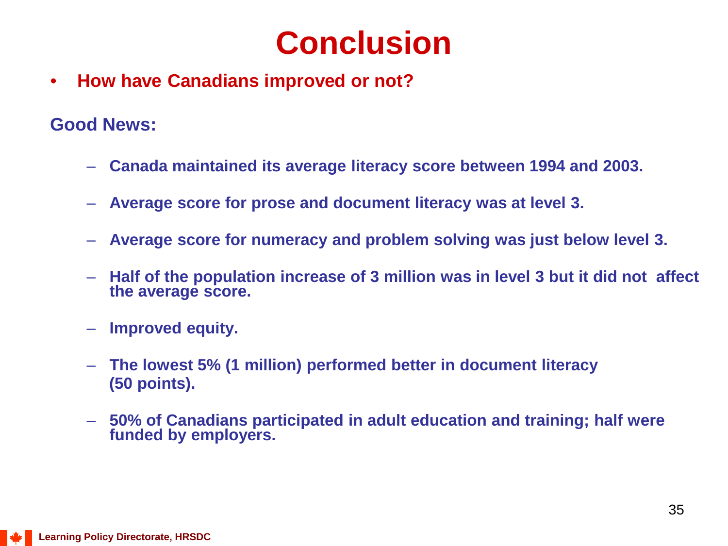# Conclusion

- **How have Canadians improved or not?**

**Good News:**

- **Canada maintained its average literacy score between 1994 and 2003.**
- **Average score for prose and document literacy was at level 3.**
- **Average score for numeracy and problem solving was just below level 3.**
- **Half of the population increase of 3 million was in level 3 but it did not affect the average score.**
- **Improved equity.**
- **The lowest 5% (1 million) performed better in document literacy (50 points).**
- **50% of Canadians participated in adult education and training; half were funded by employers.**

Learning Policy Directorate, HRSDC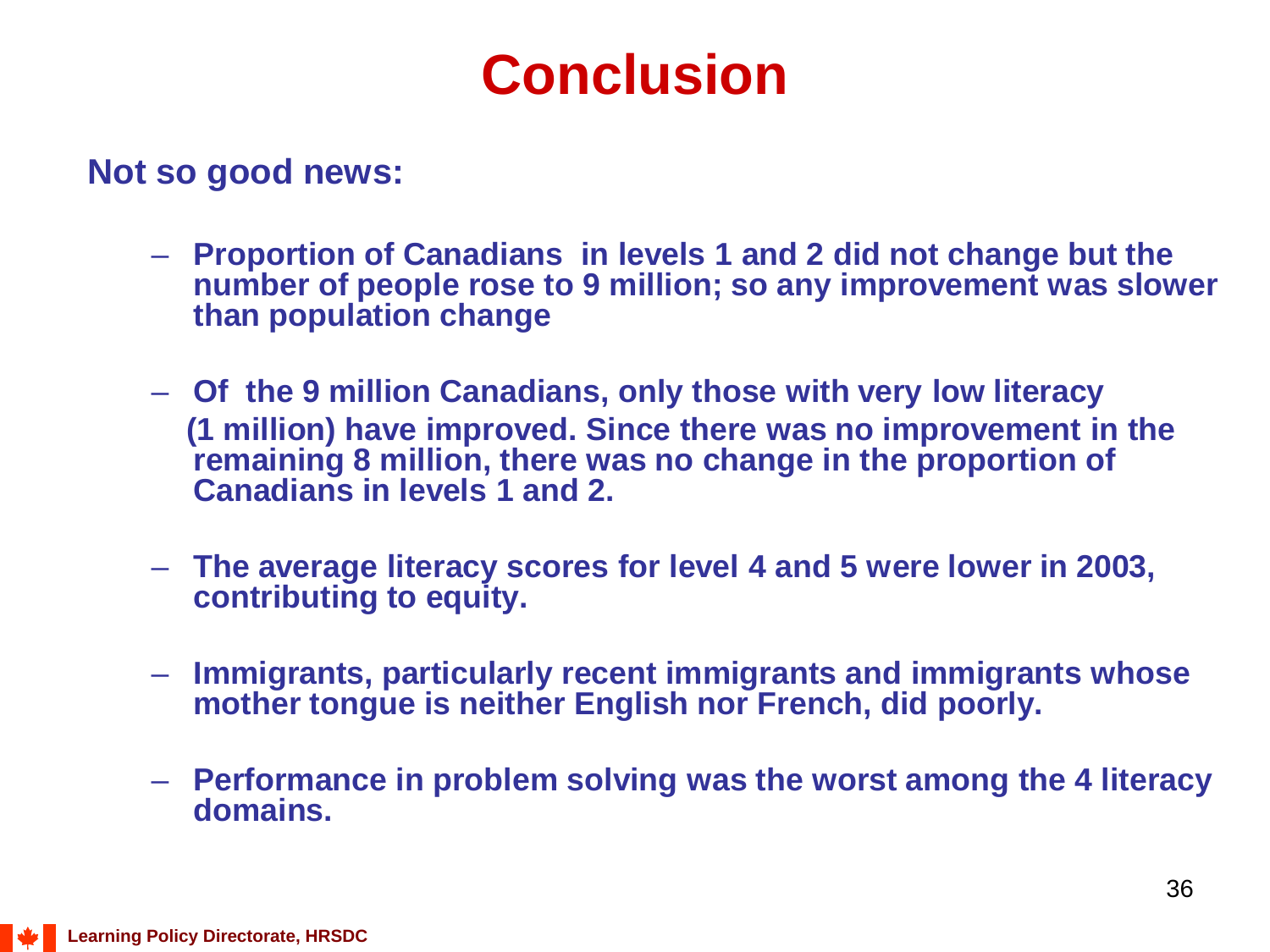# Conclusion

**Not so good news:**

- **Proportion of Canadians in levels 1 and 2 did not change but the number of people rose to 9 million; so any improvement was slower than population change**
- **Of the 9 million Canadians, only those with very low literacy (1 million) have improved. Since there was no improvement in the remaining 8 million, there was no change in the proportion of Canadians in levels 1 and 2.**
- **The average literacy scores for level 4 and 5 were lower in 2003, contributing to equity.**
- **Immigrants, particularly recent immigrants and immigrants whose mother tongue is neither English nor French, did poorly.**
- **Performance in problem solving was the worst among the 4 literacy domains.**